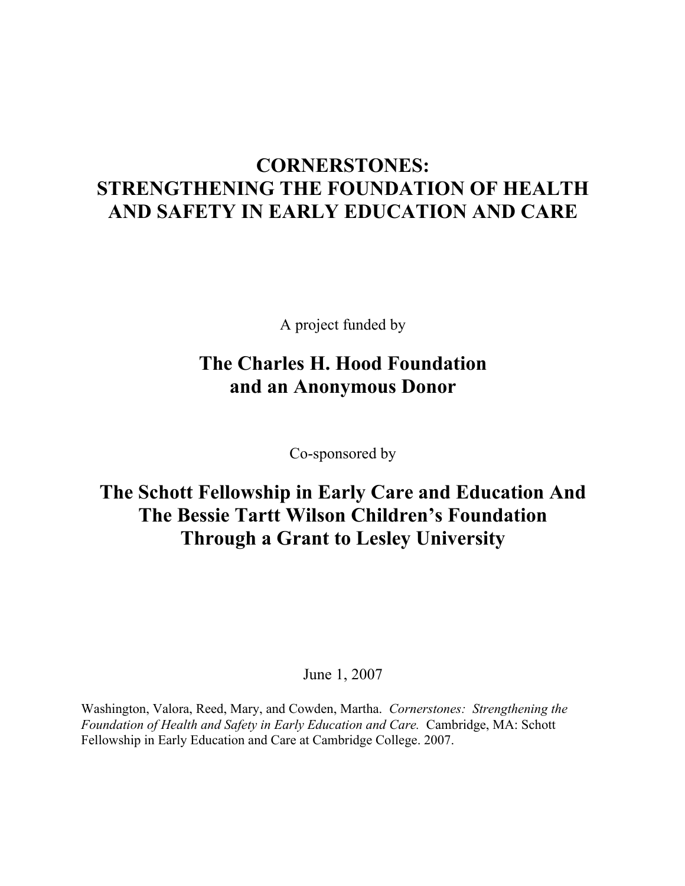# CORNERSTONES: STRENGTHENING THE FOUNDATION OF HEALTH AND SAFETY IN EARLY EDUCATION AND CARE

A project funded by

**The Charles H. Hood Foundation and an Anonymous Donor**

Co-sponsored by

**The Schott Fellowship in Early Care and Education And The Bessie Tartt Wilson Children's Foundation Through a Grant to Lesley University**

June 1, 2007

Washington, Valora, Reed, Mary, and Cowden, Martha. *Cornerstones: Strengthening the Foundation of Health and Safety in Early Education and Care.* Cambridge, MA: Schott Fellowship in Early Education and Care at Cambridge College. 2007.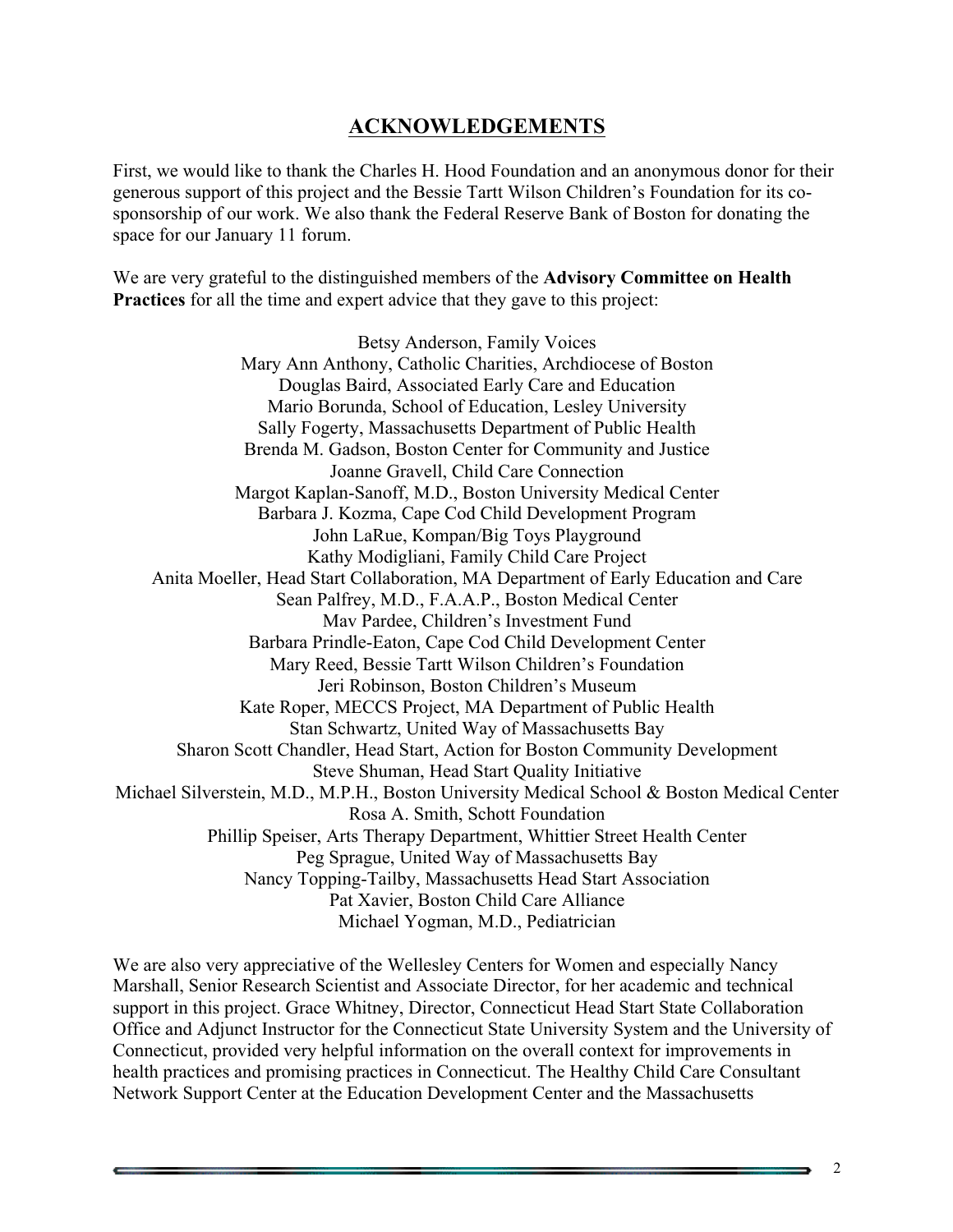## ACKNOWLEDGEMENTS

First, we would like to thank the Charles H. Hood Foundation and an anonymous donor for their generous support of this project and the Bessie Tartt Wilson Children's Foundation for its co-sponsorship of our work. We also thank the Federal Reserve Bank of Boston for donating the space for our January 11 forum.

We are very grateful to the distinguished members of the **Advisory Committee on Health Practices** for all the time and expert advice that they gave to this project:

Betsy Anderson, Family Voices  
Mary Ann Anthony, Catholic Charities, Archdiocese of Boston  
Douglas Baird, Associated Early Care and Education  
Mario Borunda, School of Education, Lesley University  
Sally Fogerty, Massachusetts Department of Public Health  
Brenda M. Gadson, Boston Center for Community and Justice  
Joanne Gravell, Child Care Connection  
Margot Kaplan-Sanoff, M.D., Boston University Medical Center  
Barbara J. Kozma, Cape Cod Child Development Program  
John LaRue, Kompan/Big Toys Playground  
Kathy Modigliani, Family Child Care Project  
Anita Moeller, Head Start Collaboration, MA Department of Early Education and Care  
Sean Palfrey, M.D., F.A.A.P., Boston Medical Center  
Mav Pardee, Children's Investment Fund  
Barbara Prindle-Eaton, Cape Cod Child Development Center  
Mary Reed, Bessie Tartt Wilson Children's Foundation  
Jeri Robinson, Boston Children's Museum  
Kate Roper, MECCS Project, MA Department of Public Health  
Stan Schwartz, United Way of Massachusetts Bay  
Sharon Scott Chandler, Head Start, Action for Boston Community Development  
Steve Shuman, Head Start Quality Initiative  
Michael Silverstein, M.D., M.P.H., Boston University Medical School & Boston Medical Center  
Rosa A. Smith, Schott Foundation  
Phillip Speiser, Arts Therapy Department, Whittier Street Health Center  
Peg Sprague, United Way of Massachusetts Bay  
Nancy Topping-Tailby, Massachusetts Head Start Association  
Pat Xavier, Boston Child Care Alliance  
Michael Yogman, M.D., Pediatrician

We are also very appreciative of the Wellesley Centers for Women and especially Nancy Marshall, Senior Research Scientist and Associate Director, for her academic and technical support in this project. Grace Whitney, Director, Connecticut Head Start State Collaboration Office and Adjunct Instructor for the Connecticut State University System and the University of Connecticut, provided very helpful information on the overall context for improvements in health practices and promising practices in Connecticut. The Healthy Child Care Consultant Network Support Center at the Education Development Center and the Massachusetts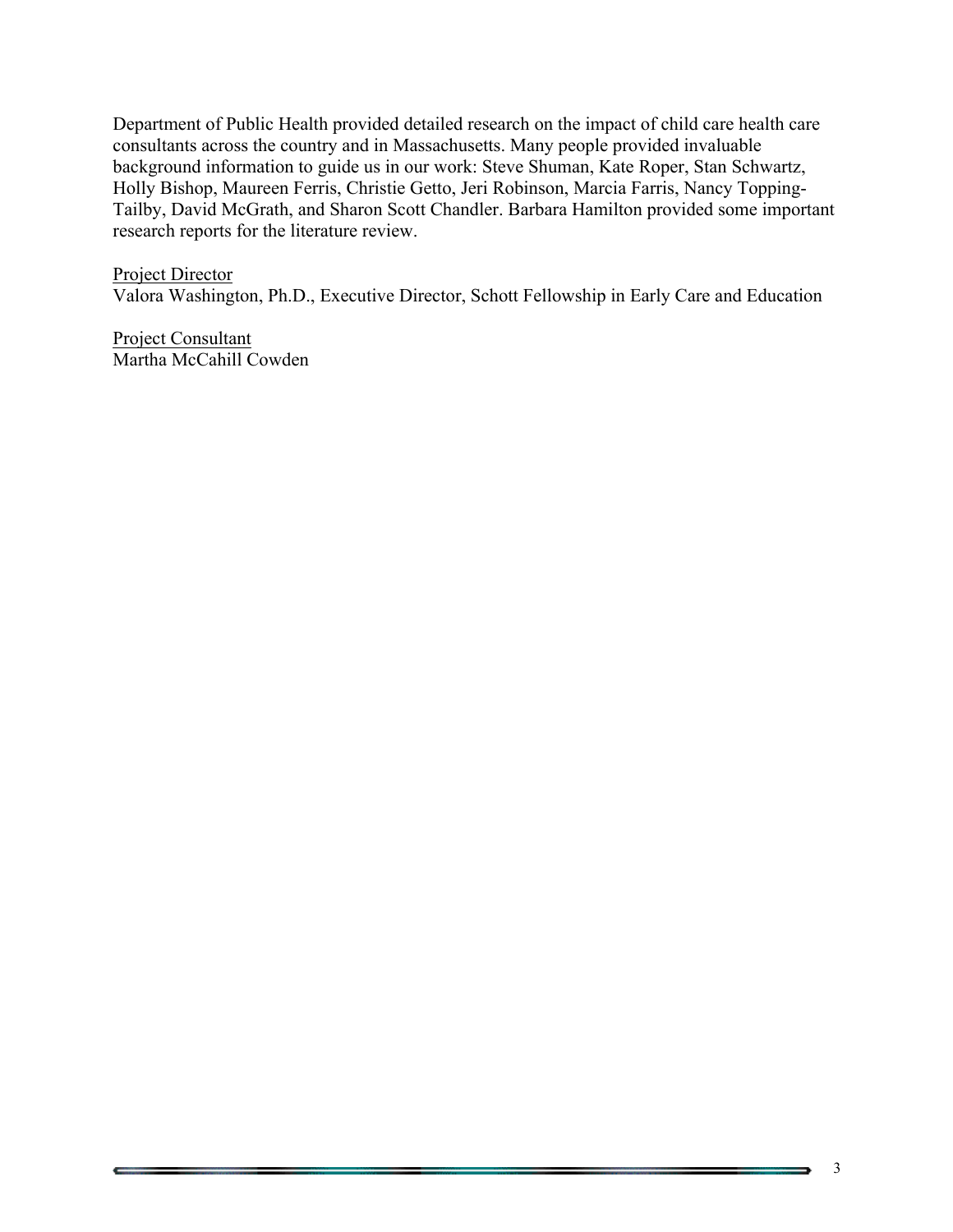Department of Public Health provided detailed research on the impact of child care health care consultants across the country and in Massachusetts. Many people provided invaluable background information to guide us in our work: Steve Shuman, Kate Roper, Stan Schwartz, Holly Bishop, Maureen Ferris, Christie Getto, Jeri Robinson, Marcia Farris, Nancy Topping-Tailby, David McGrath, and Sharon Scott Chandler. Barbara Hamilton provided some important research reports for the literature review.

Project Director
Valora Washington, Ph.D., Executive Director, Schott Fellowship in Early Care and Education

Project Consultant
Martha McCahill Cowden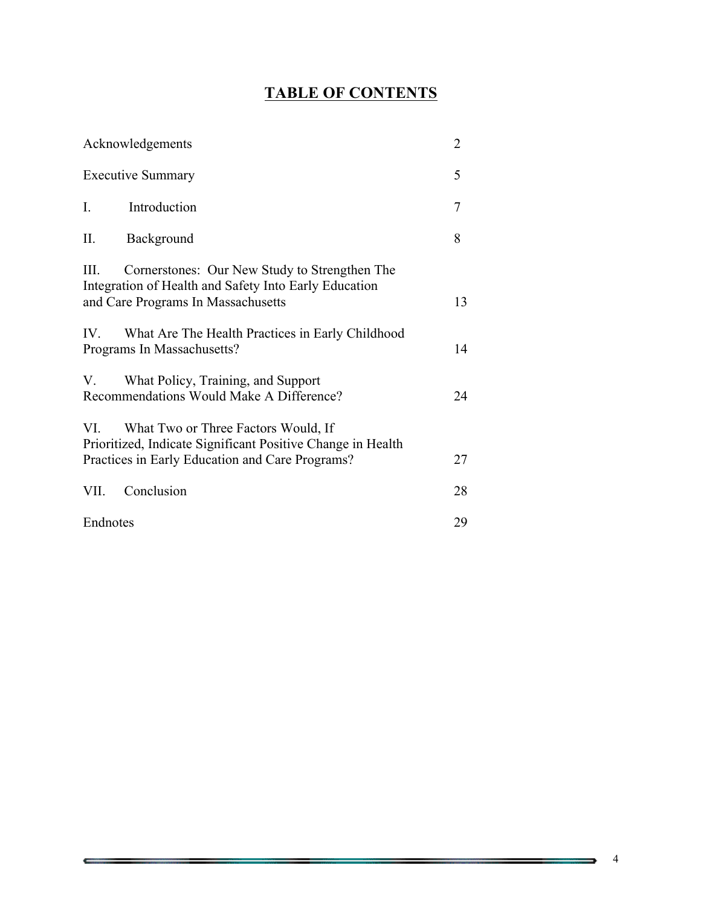# TABLE OF CONTENTS

| | |
|---|---|
| Acknowledgements | 2 |
| Executive Summary | 5 |
| I. Introduction | 7 |
| II. Background | 8 |
| III. Cornerstones: Our New Study to Strengthen The Integration of Health and Safety Into Early Education and Care Programs In Massachusetts | 13 |
| IV. What Are The Health Practices in Early Childhood Programs In Massachusetts? | 14 |
| V. What Policy, Training, and Support Recommendations Would Make A Difference? | 24 |
| VI. What Two or Three Factors Would, If Prioritized, Indicate Significant Positive Change in Health Practices in Early Education and Care Programs? | 27 |
| VII. Conclusion | 28 |
| Endnotes | 29 |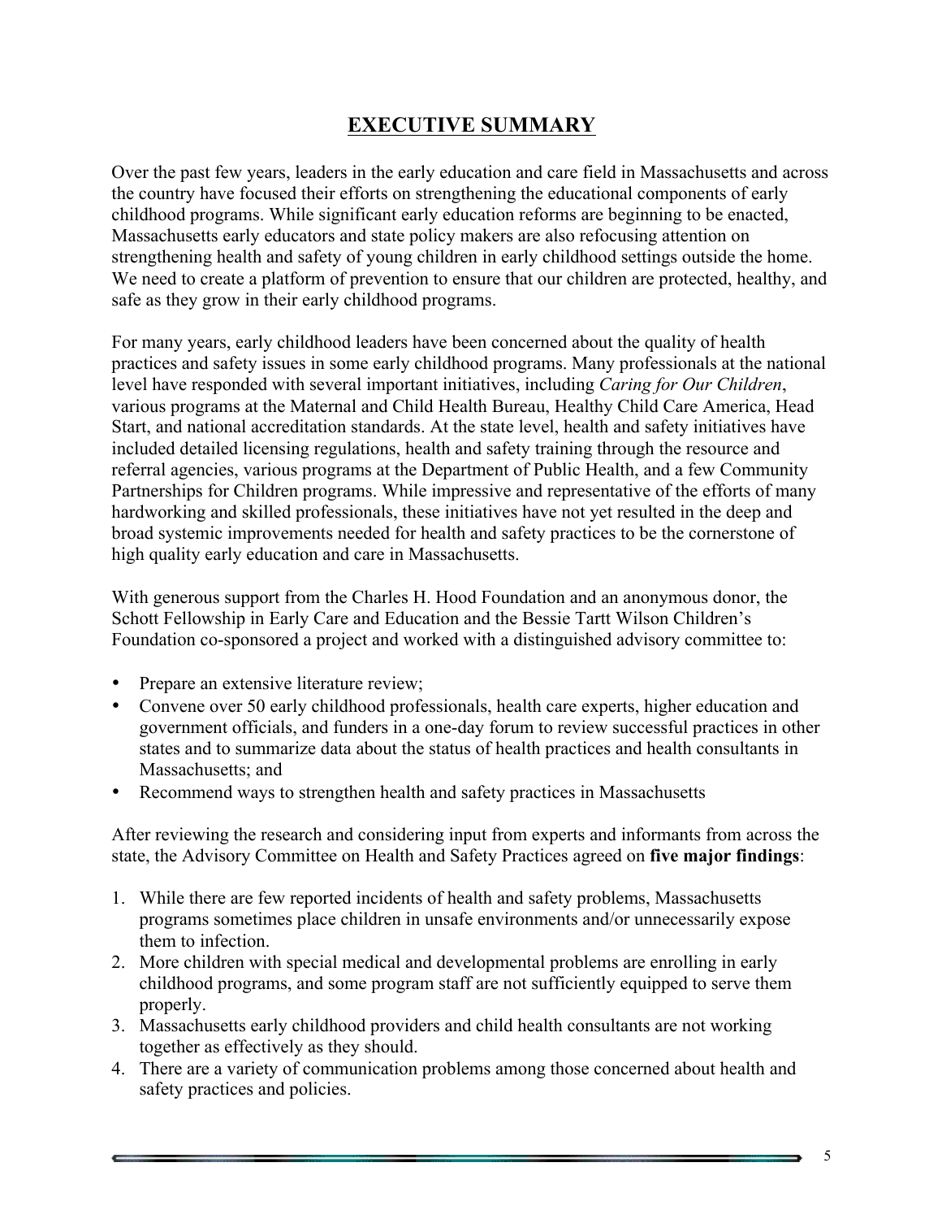# EXECUTIVE SUMMARY

Over the past few years, leaders in the early education and care field in Massachusetts and across the country have focused their efforts on strengthening the educational components of early childhood programs. While significant early education reforms are beginning to be enacted, Massachusetts early educators and state policy makers are also refocusing attention on strengthening health and safety of young children in early childhood settings outside the home. We need to create a platform of prevention to ensure that our children are protected, healthy, and safe as they grow in their early childhood programs.

For many years, early childhood leaders have been concerned about the quality of health practices and safety issues in some early childhood programs. Many professionals at the national level have responded with several important initiatives, including *Caring for Our Children*, various programs at the Maternal and Child Health Bureau, Healthy Child Care America, Head Start, and national accreditation standards. At the state level, health and safety initiatives have included detailed licensing regulations, health and safety training through the resource and referral agencies, various programs at the Department of Public Health, and a few Community Partnerships for Children programs. While impressive and representative of the efforts of many hardworking and skilled professionals, these initiatives have not yet resulted in the deep and broad systemic improvements needed for health and safety practices to be the cornerstone of high quality early education and care in Massachusetts.

With generous support from the Charles H. Hood Foundation and an anonymous donor, the Schott Fellowship in Early Care and Education and the Bessie Tartt Wilson Children's Foundation co-sponsored a project and worked with a distinguished advisory committee to:

- Prepare an extensive literature review;
- Convene over 50 early childhood professionals, health care experts, higher education and government officials, and funders in a one-day forum to review successful practices in other states and to summarize data about the status of health practices and health consultants in Massachusetts; and
- Recommend ways to strengthen health and safety practices in Massachusetts

After reviewing the research and considering input from experts and informants from across the state, the Advisory Committee on Health and Safety Practices agreed on **five major findings**:

1. While there are few reported incidents of health and safety problems, Massachusetts programs sometimes place children in unsafe environments and/or unnecessarily expose them to infection.
2. More children with special medical and developmental problems are enrolling in early childhood programs, and some program staff are not sufficiently equipped to serve them properly.
3. Massachusetts early childhood providers and child health consultants are not working together as effectively as they should.
4. There are a variety of communication problems among those concerned about health and safety practices and policies.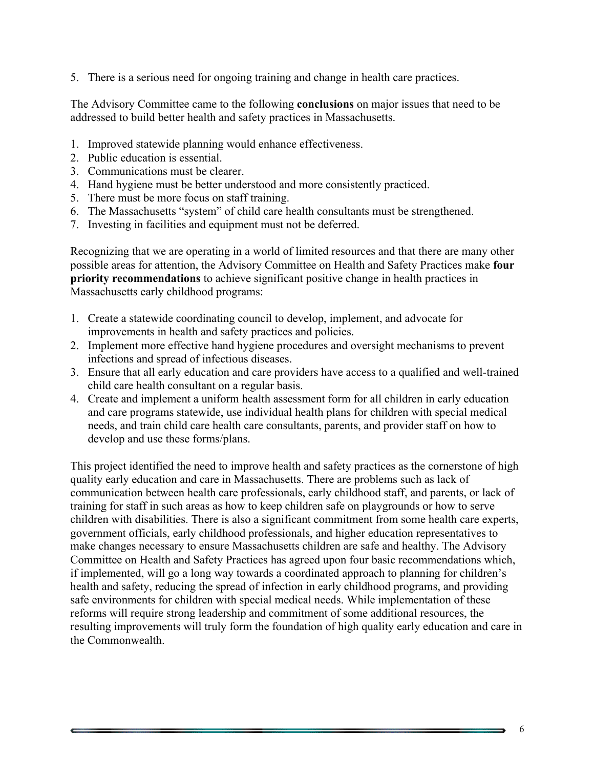5. There is a serious need for ongoing training and change in health care practices.

The Advisory Committee came to the following **conclusions** on major issues that need to be addressed to build better health and safety practices in Massachusetts.

1. Improved statewide planning would enhance effectiveness.
2. Public education is essential.
3. Communications must be clearer.
4. Hand hygiene must be better understood and more consistently practiced.
5. There must be more focus on staff training.
6. The Massachusetts “system” of child care health consultants must be strengthened.
7. Investing in facilities and equipment must not be deferred.

Recognizing that we are operating in a world of limited resources and that there are many other possible areas for attention, the Advisory Committee on Health and Safety Practices make **four priority recommendations** to achieve significant positive change in health practices in Massachusetts early childhood programs:

1. Create a statewide coordinating council to develop, implement, and advocate for improvements in health and safety practices and policies.
2. Implement more effective hand hygiene procedures and oversight mechanisms to prevent infections and spread of infectious diseases.
3. Ensure that all early education and care providers have access to a qualified and well-trained child care health consultant on a regular basis.
4. Create and implement a uniform health assessment form for all children in early education and care programs statewide, use individual health plans for children with special medical needs, and train child care health care consultants, parents, and provider staff on how to develop and use these forms/plans.

This project identified the need to improve health and safety practices as the cornerstone of high quality early education and care in Massachusetts. There are problems such as lack of communication between health care professionals, early childhood staff, and parents, or lack of training for staff in such areas as how to keep children safe on playgrounds or how to serve children with disabilities. There is also a significant commitment from some health care experts, government officials, early childhood professionals, and higher education representatives to make changes necessary to ensure Massachusetts children are safe and healthy. The Advisory Committee on Health and Safety Practices has agreed upon four basic recommendations which, if implemented, will go a long way towards a coordinated approach to planning for children’s health and safety, reducing the spread of infection in early childhood programs, and providing safe environments for children with special medical needs. While implementation of these reforms will require strong leadership and commitment of some additional resources, the resulting improvements will truly form the foundation of high quality early education and care in the Commonwealth.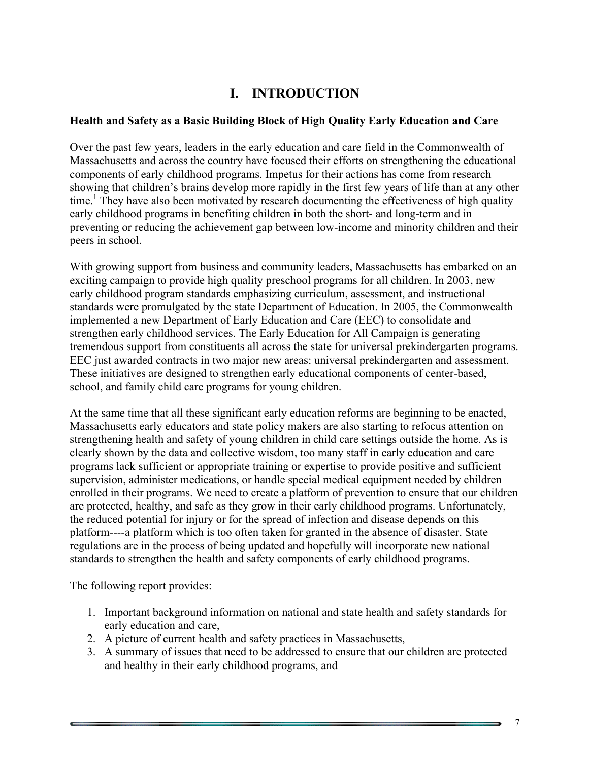# I. INTRODUCTION

**Health and Safety as a Basic Building Block of High Quality Early Education and Care**

Over the past few years, leaders in the early education and care field in the Commonwealth of Massachusetts and across the country have focused their efforts on strengthening the educational components of early childhood programs. Impetus for their actions has come from research showing that children's brains develop more rapidly in the first few years of life than at any other time.[1] They have also been motivated by research documenting the effectiveness of high quality early childhood programs in benefiting children in both the short- and long-term and in preventing or reducing the achievement gap between low-income and minority children and their peers in school.

With growing support from business and community leaders, Massachusetts has embarked on an exciting campaign to provide high quality preschool programs for all children. In 2003, new early childhood program standards emphasizing curriculum, assessment, and instructional standards were promulgated by the state Department of Education. In 2005, the Commonwealth implemented a new Department of Early Education and Care (EEC) to consolidate and strengthen early childhood services. The Early Education for All Campaign is generating tremendous support from constituents all across the state for universal prekindergarten programs. EEC just awarded contracts in two major new areas: universal prekindergarten and assessment. These initiatives are designed to strengthen early educational components of center-based, school, and family child care programs for young children.

At the same time that all these significant early education reforms are beginning to be enacted, Massachusetts early educators and state policy makers are also starting to refocus attention on strengthening health and safety of young children in child care settings outside the home. As is clearly shown by the data and collective wisdom, too many staff in early education and care programs lack sufficient or appropriate training or expertise to provide positive and sufficient supervision, administer medications, or handle special medical equipment needed by children enrolled in their programs. We need to create a platform of prevention to ensure that our children are protected, healthy, and safe as they grow in their early childhood programs. Unfortunately, the reduced potential for injury or for the spread of infection and disease depends on this platform----a platform which is too often taken for granted in the absence of disaster. State regulations are in the process of being updated and hopefully will incorporate new national standards to strengthen the health and safety components of early childhood programs.

The following report provides:

1. Important background information on national and state health and safety standards for early education and care,
2. A picture of current health and safety practices in Massachusetts,
3. A summary of issues that need to be addressed to ensure that our children are protected and healthy in their early childhood programs, and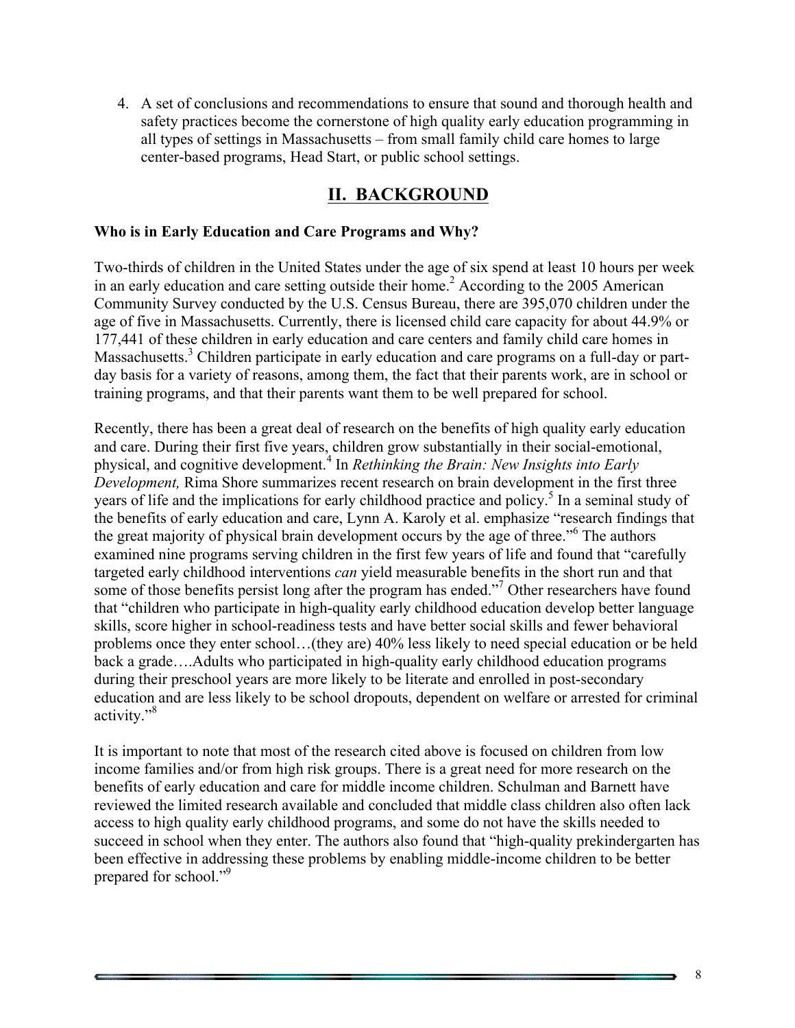4. A set of conclusions and recommendations to ensure that sound and thorough health and safety practices become the cornerstone of high quality early education programming in all types of settings in Massachusetts – from small family child care homes to large center-based programs, Head Start, or public school settings.

## II. BACKGROUND

**Who is in Early Education and Care Programs and Why?**

Two-thirds of children in the United States under the age of six spend at least 10 hours per week in an early education and care setting outside their home.[2] According to the 2005 American Community Survey conducted by the U.S. Census Bureau, there are 395,070 children under the age of five in Massachusetts. Currently, there is licensed child care capacity for about 44.9% or 177,441 of these children in early education and care centers and family child care homes in Massachusetts.[3] Children participate in early education and care programs on a full-day or part-day basis for a variety of reasons, among them, the fact that their parents work, are in school or training programs, and that their parents want them to be well prepared for school.

Recently, there has been a great deal of research on the benefits of high quality early education and care. During their first five years, children grow substantially in their social-emotional, physical, and cognitive development.[4] In *Rethinking the Brain: New Insights into Early Development,* Rima Shore summarizes recent research on brain development in the first three years of life and the implications for early childhood practice and policy.[5] In a seminal study of the benefits of early education and care, Lynn A. Karoly et al. emphasize "research findings that the great majority of physical brain development occurs by the age of three."[6] The authors examined nine programs serving children in the first few years of life and found that "carefully targeted early childhood interventions *can* yield measurable benefits in the short run and that some of those benefits persist long after the program has ended."[7] Other researchers have found that "children who participate in high-quality early childhood education develop better language skills, score higher in school-readiness tests and have better social skills and fewer behavioral problems once they enter school…(they are) 40% less likely to need special education or be held back a grade….Adults who participated in high-quality early childhood education programs during their preschool years are more likely to be literate and enrolled in post-secondary education and are less likely to be school dropouts, dependent on welfare or arrested for criminal activity."[8]

It is important to note that most of the research cited above is focused on children from low income families and/or from high risk groups. There is a great need for more research on the benefits of early education and care for middle income children. Schulman and Barnett have reviewed the limited research available and concluded that middle class children also often lack access to high quality early childhood programs, and some do not have the skills needed to succeed in school when they enter. The authors also found that "high-quality prekindergarten has been effective in addressing these problems by enabling middle-income children to be better prepared for school."[9]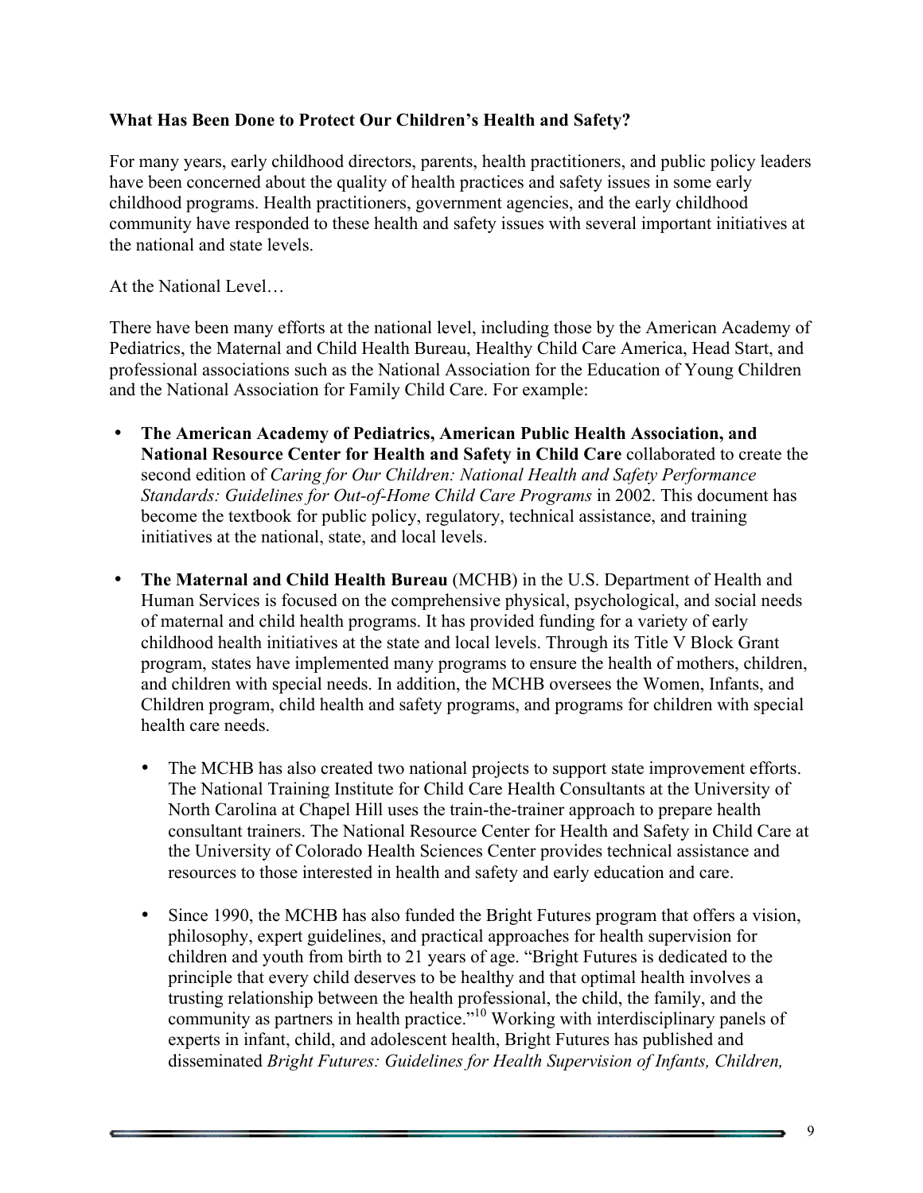### What Has Been Done to Protect Our Children's Health and Safety?

For many years, early childhood directors, parents, health practitioners, and public policy leaders have been concerned about the quality of health practices and safety issues in some early childhood programs. Health practitioners, government agencies, and the early childhood community have responded to these health and safety issues with several important initiatives at the national and state levels.

At the National Level…

There have been many efforts at the national level, including those by the American Academy of Pediatrics, the Maternal and Child Health Bureau, Healthy Child Care America, Head Start, and professional associations such as the National Association for the Education of Young Children and the National Association for Family Child Care. For example:

- **The American Academy of Pediatrics, American Public Health Association, and National Resource Center for Health and Safety in Child Care** collaborated to create the second edition of *Caring for Our Children: National Health and Safety Performance Standards: Guidelines for Out-of-Home Child Care Programs* in 2002. This document has become the textbook for public policy, regulatory, technical assistance, and training initiatives at the national, state, and local levels.

- **The Maternal and Child Health Bureau** (MCHB) in the U.S. Department of Health and Human Services is focused on the comprehensive physical, psychological, and social needs of maternal and child health programs. It has provided funding for a variety of early childhood health initiatives at the state and local levels. Through its Title V Block Grant program, states have implemented many programs to ensure the health of mothers, children, and children with special needs. In addition, the MCHB oversees the Women, Infants, and Children program, child health and safety programs, and programs for children with special health care needs.

  - The MCHB has also created two national projects to support state improvement efforts. The National Training Institute for Child Care Health Consultants at the University of North Carolina at Chapel Hill uses the train-the-trainer approach to prepare health consultant trainers. The National Resource Center for Health and Safety in Child Care at the University of Colorado Health Sciences Center provides technical assistance and resources to those interested in health and safety and early education and care.

  - Since 1990, the MCHB has also funded the Bright Futures program that offers a vision, philosophy, expert guidelines, and practical approaches for health supervision for children and youth from birth to 21 years of age. "Bright Futures is dedicated to the principle that every child deserves to be healthy and that optimal health involves a trusting relationship between the health professional, the child, the family, and the community as partners in health practice."[10] Working with interdisciplinary panels of experts in infant, child, and adolescent health, Bright Futures has published and disseminated *Bright Futures: Guidelines for Health Supervision of Infants, Children,*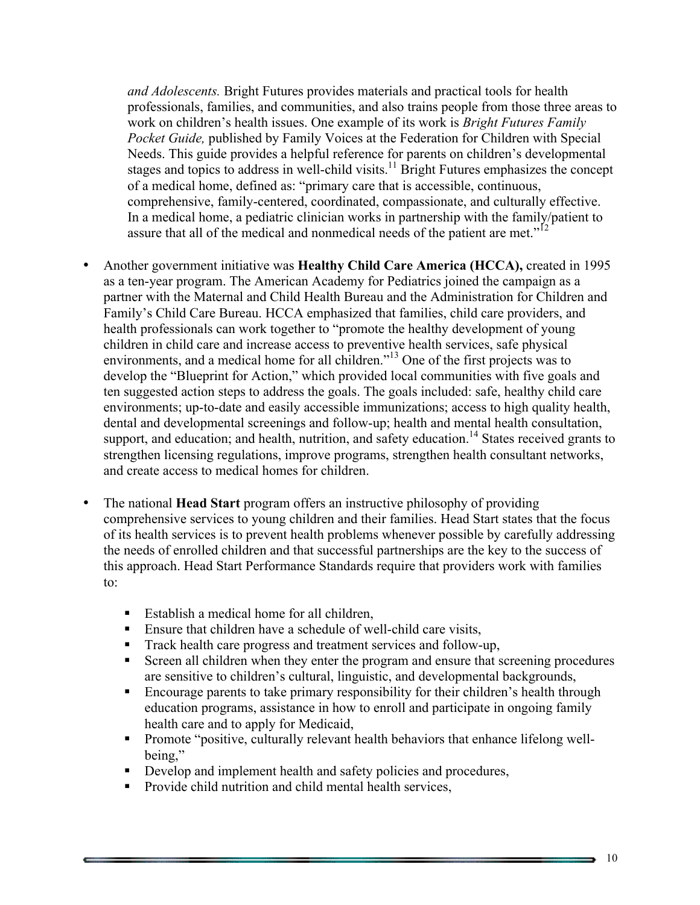*and Adolescents.* Bright Futures provides materials and practical tools for health professionals, families, and communities, and also trains people from those three areas to work on children's health issues. One example of its work is *Bright Futures Family Pocket Guide,* published by Family Voices at the Federation for Children with Special Needs. This guide provides a helpful reference for parents on children's developmental stages and topics to address in well-child visits.[11] Bright Futures emphasizes the concept of a medical home, defined as: "primary care that is accessible, continuous, comprehensive, family-centered, coordinated, compassionate, and culturally effective. In a medical home, a pediatric clinician works in partnership with the family/patient to assure that all of the medical and nonmedical needs of the patient are met."[12]

- Another government initiative was **Healthy Child Care America (HCCA),** created in 1995 as a ten-year program. The American Academy for Pediatrics joined the campaign as a partner with the Maternal and Child Health Bureau and the Administration for Children and Family's Child Care Bureau. HCCA emphasized that families, child care providers, and health professionals can work together to "promote the healthy development of young children in child care and increase access to preventive health services, safe physical environments, and a medical home for all children."[13] One of the first projects was to develop the "Blueprint for Action," which provided local communities with five goals and ten suggested action steps to address the goals. The goals included: safe, healthy child care environments; up-to-date and easily accessible immunizations; access to high quality health, dental and developmental screenings and follow-up; health and mental health consultation, support, and education; and health, nutrition, and safety education.[14] States received grants to strengthen licensing regulations, improve programs, strengthen health consultant networks, and create access to medical homes for children.

- The national **Head Start** program offers an instructive philosophy of providing comprehensive services to young children and their families. Head Start states that the focus of its health services is to prevent health problems whenever possible by carefully addressing the needs of enrolled children and that successful partnerships are the key to the success of this approach. Head Start Performance Standards require that providers work with families to:

  - Establish a medical home for all children,
  - Ensure that children have a schedule of well-child care visits,
  - Track health care progress and treatment services and follow-up,
  - Screen all children when they enter the program and ensure that screening procedures are sensitive to children's cultural, linguistic, and developmental backgrounds,
  - Encourage parents to take primary responsibility for their children's health through education programs, assistance in how to enroll and participate in ongoing family health care and to apply for Medicaid,
  - Promote "positive, culturally relevant health behaviors that enhance lifelong well-being,"
  - Develop and implement health and safety policies and procedures,
  - Provide child nutrition and child mental health services,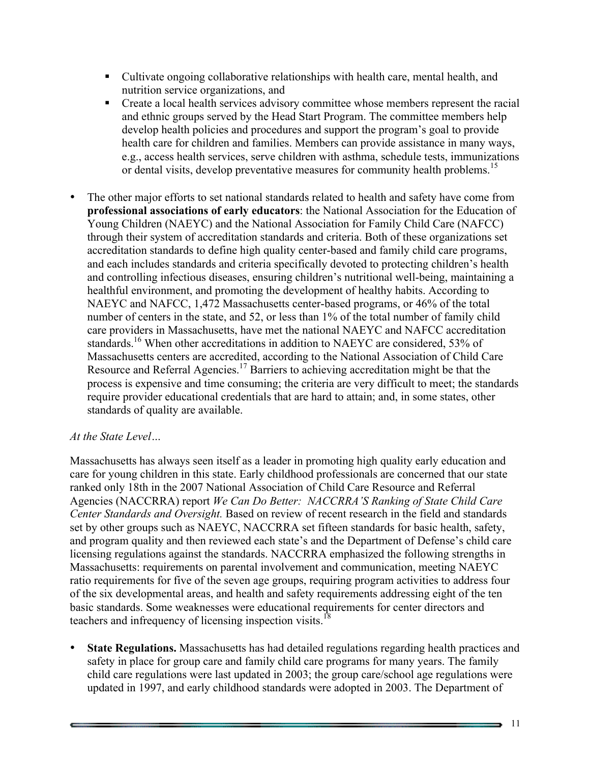- Cultivate ongoing collaborative relationships with health care, mental health, and nutrition service organizations, and
- Create a local health services advisory committee whose members represent the racial and ethnic groups served by the Head Start Program. The committee members help develop health policies and procedures and support the program's goal to provide health care for children and families. Members can provide assistance in many ways, e.g., access health services, serve children with asthma, schedule tests, immunizations or dental visits, develop preventative measures for community health problems.[15]

- The other major efforts to set national standards related to health and safety have come from **professional associations of early educators**: the National Association for the Education of Young Children (NAEYC) and the National Association for Family Child Care (NAFCC) through their system of accreditation standards and criteria. Both of these organizations set accreditation standards to define high quality center-based and family child care programs, and each includes standards and criteria specifically devoted to protecting children's health and controlling infectious diseases, ensuring children's nutritional well-being, maintaining a healthful environment, and promoting the development of healthy habits. According to NAEYC and NAFCC, 1,472 Massachusetts center-based programs, or 46% of the total number of centers in the state, and 52, or less than 1% of the total number of family child care providers in Massachusetts, have met the national NAEYC and NAFCC accreditation standards.[16] When other accreditations in addition to NAEYC are considered, 53% of Massachusetts centers are accredited, according to the National Association of Child Care Resource and Referral Agencies.[17] Barriers to achieving accreditation might be that the process is expensive and time consuming; the criteria are very difficult to meet; the standards require provider educational credentials that are hard to attain; and, in some states, other standards of quality are available.

*At the State Level…*

Massachusetts has always seen itself as a leader in promoting high quality early education and care for young children in this state. Early childhood professionals are concerned that our state ranked only 18th in the 2007 National Association of Child Care Resource and Referral Agencies (NACCRRA) report *We Can Do Better: NACCRRA'S Ranking of State Child Care Center Standards and Oversight.* Based on review of recent research in the field and standards set by other groups such as NAEYC, NACCRRA set fifteen standards for basic health, safety, and program quality and then reviewed each state's and the Department of Defense's child care licensing regulations against the standards. NACCRRA emphasized the following strengths in Massachusetts: requirements on parental involvement and communication, meeting NAEYC ratio requirements for five of the seven age groups, requiring program activities to address four of the six developmental areas, and health and safety requirements addressing eight of the ten basic standards. Some weaknesses were educational requirements for center directors and teachers and infrequency of licensing inspection visits.[18]

- **State Regulations.** Massachusetts has had detailed regulations regarding health practices and safety in place for group care and family child care programs for many years. The family child care regulations were last updated in 2003; the group care/school age regulations were updated in 1997, and early childhood standards were adopted in 2003. The Department of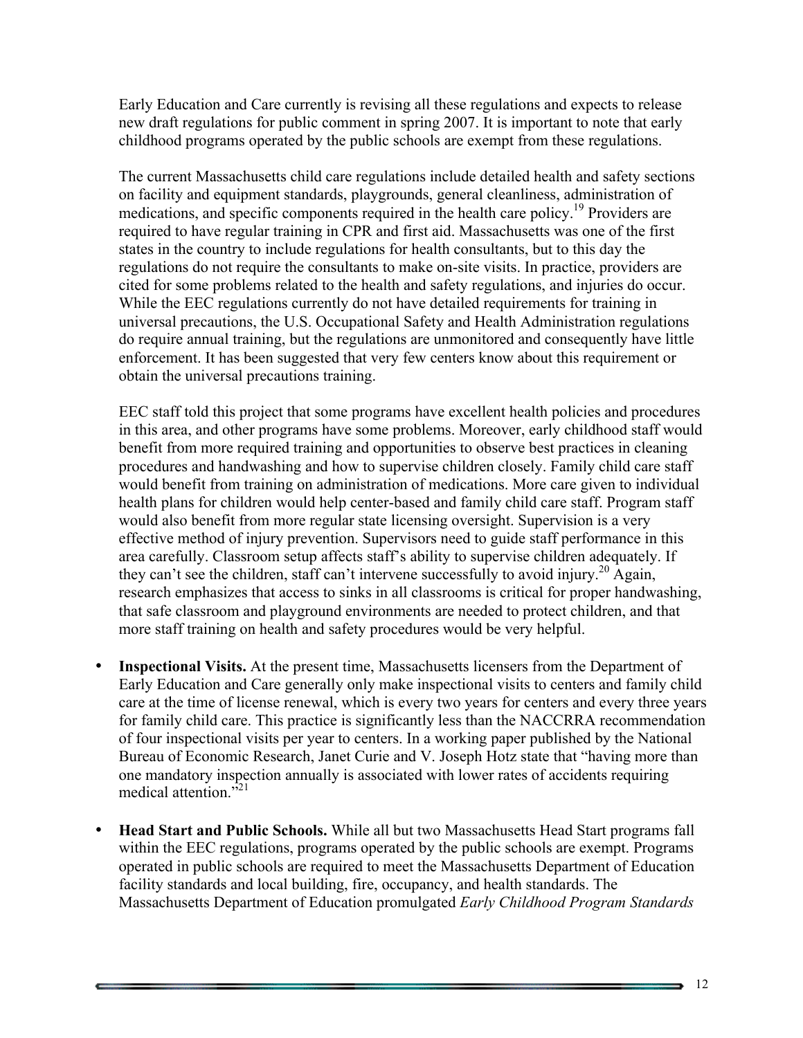Early Education and Care currently is revising all these regulations and expects to release new draft regulations for public comment in spring 2007. It is important to note that early childhood programs operated by the public schools are exempt from these regulations.

The current Massachusetts child care regulations include detailed health and safety sections on facility and equipment standards, playgrounds, general cleanliness, administration of medications, and specific components required in the health care policy.[19] Providers are required to have regular training in CPR and first aid. Massachusetts was one of the first states in the country to include regulations for health consultants, but to this day the regulations do not require the consultants to make on-site visits. In practice, providers are cited for some problems related to the health and safety regulations, and injuries do occur. While the EEC regulations currently do not have detailed requirements for training in universal precautions, the U.S. Occupational Safety and Health Administration regulations do require annual training, but the regulations are unmonitored and consequently have little enforcement. It has been suggested that very few centers know about this requirement or obtain the universal precautions training.

EEC staff told this project that some programs have excellent health policies and procedures in this area, and other programs have some problems. Moreover, early childhood staff would benefit from more required training and opportunities to observe best practices in cleaning procedures and handwashing and how to supervise children closely. Family child care staff would benefit from training on administration of medications. More care given to individual health plans for children would help center-based and family child care staff. Program staff would also benefit from more regular state licensing oversight. Supervision is a very effective method of injury prevention. Supervisors need to guide staff performance in this area carefully. Classroom setup affects staff's ability to supervise children adequately. If they can't see the children, staff can't intervene successfully to avoid injury.[20] Again, research emphasizes that access to sinks in all classrooms is critical for proper handwashing, that safe classroom and playground environments are needed to protect children, and that more staff training on health and safety procedures would be very helpful.

- **Inspectional Visits.** At the present time, Massachusetts licensers from the Department of Early Education and Care generally only make inspectional visits to centers and family child care at the time of license renewal, which is every two years for centers and every three years for family child care. This practice is significantly less than the NACCRRA recommendation of four inspectional visits per year to centers. In a working paper published by the National Bureau of Economic Research, Janet Curie and V. Joseph Hotz state that "having more than one mandatory inspection annually is associated with lower rates of accidents requiring medical attention."[21]

- **Head Start and Public Schools.** While all but two Massachusetts Head Start programs fall within the EEC regulations, programs operated by the public schools are exempt. Programs operated in public schools are required to meet the Massachusetts Department of Education facility standards and local building, fire, occupancy, and health standards. The Massachusetts Department of Education promulgated *Early Childhood Program Standards*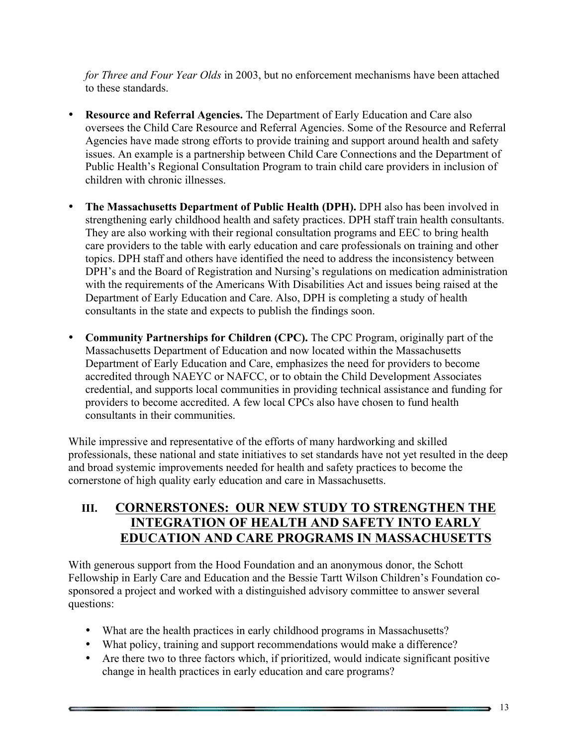*for Three and Four Year Olds* in 2003, but no enforcement mechanisms have been attached to these standards.

- **Resource and Referral Agencies.** The Department of Early Education and Care also oversees the Child Care Resource and Referral Agencies. Some of the Resource and Referral Agencies have made strong efforts to provide training and support around health and safety issues. An example is a partnership between Child Care Connections and the Department of Public Health's Regional Consultation Program to train child care providers in inclusion of children with chronic illnesses.

- **The Massachusetts Department of Public Health (DPH).** DPH also has been involved in strengthening early childhood health and safety practices. DPH staff train health consultants. They are also working with their regional consultation programs and EEC to bring health care providers to the table with early education and care professionals on training and other topics. DPH staff and others have identified the need to address the inconsistency between DPH's and the Board of Registration and Nursing's regulations on medication administration with the requirements of the Americans With Disabilities Act and issues being raised at the Department of Early Education and Care. Also, DPH is completing a study of health consultants in the state and expects to publish the findings soon.

- **Community Partnerships for Children (CPC).** The CPC Program, originally part of the Massachusetts Department of Education and now located within the Massachusetts Department of Early Education and Care, emphasizes the need for providers to become accredited through NAEYC or NAFCC, or to obtain the Child Development Associates credential, and supports local communities in providing technical assistance and funding for providers to become accredited. A few local CPCs also have chosen to fund health consultants in their communities.

While impressive and representative of the efforts of many hardworking and skilled professionals, these national and state initiatives to set standards have not yet resulted in the deep and broad systemic improvements needed for health and safety practices to become the cornerstone of high quality early education and care in Massachusetts.

## III. CORNERSTONES: OUR NEW STUDY TO STRENGTHEN THE INTEGRATION OF HEALTH AND SAFETY INTO EARLY EDUCATION AND CARE PROGRAMS IN MASSACHUSETTS

With generous support from the Hood Foundation and an anonymous donor, the Schott Fellowship in Early Care and Education and the Bessie Tartt Wilson Children's Foundation co-sponsored a project and worked with a distinguished advisory committee to answer several questions:

- What are the health practices in early childhood programs in Massachusetts?
- What policy, training and support recommendations would make a difference?
- Are there two to three factors which, if prioritized, would indicate significant positive change in health practices in early education and care programs?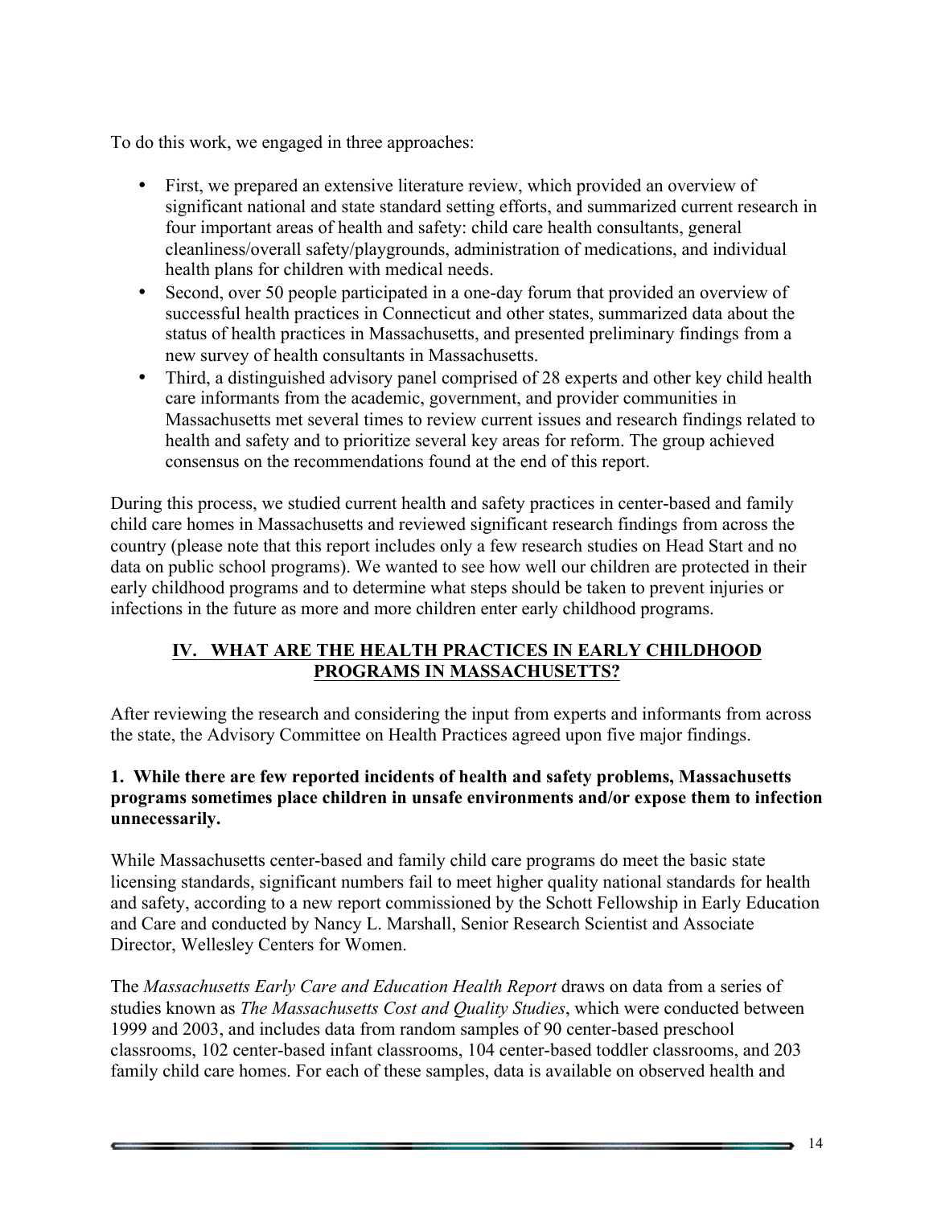To do this work, we engaged in three approaches:

- First, we prepared an extensive literature review, which provided an overview of significant national and state standard setting efforts, and summarized current research in four important areas of health and safety: child care health consultants, general cleanliness/overall safety/playgrounds, administration of medications, and individual health plans for children with medical needs.
- Second, over 50 people participated in a one-day forum that provided an overview of successful health practices in Connecticut and other states, summarized data about the status of health practices in Massachusetts, and presented preliminary findings from a new survey of health consultants in Massachusetts.
- Third, a distinguished advisory panel comprised of 28 experts and other key child health care informants from the academic, government, and provider communities in Massachusetts met several times to review current issues and research findings related to health and safety and to prioritize several key areas for reform. The group achieved consensus on the recommendations found at the end of this report.

During this process, we studied current health and safety practices in center-based and family child care homes in Massachusetts and reviewed significant research findings from across the country (please note that this report includes only a few research studies on Head Start and no data on public school programs). We wanted to see how well our children are protected in their early childhood programs and to determine what steps should be taken to prevent injuries or infections in the future as more and more children enter early childhood programs.

## IV. WHAT ARE THE HEALTH PRACTICES IN EARLY CHILDHOOD PROGRAMS IN MASSACHUSETTS?

After reviewing the research and considering the input from experts and informants from across the state, the Advisory Committee on Health Practices agreed upon five major findings.

**1. While there are few reported incidents of health and safety problems, Massachusetts programs sometimes place children in unsafe environments and/or expose them to infection unnecessarily.**

While Massachusetts center-based and family child care programs do meet the basic state licensing standards, significant numbers fail to meet higher quality national standards for health and safety, according to a new report commissioned by the Schott Fellowship in Early Education and Care and conducted by Nancy L. Marshall, Senior Research Scientist and Associate Director, Wellesley Centers for Women.

The *Massachusetts Early Care and Education Health Report* draws on data from a series of studies known as *The Massachusetts Cost and Quality Studies*, which were conducted between 1999 and 2003, and includes data from random samples of 90 center-based preschool classrooms, 102 center-based infant classrooms, 104 center-based toddler classrooms, and 203 family child care homes. For each of these samples, data is available on observed health and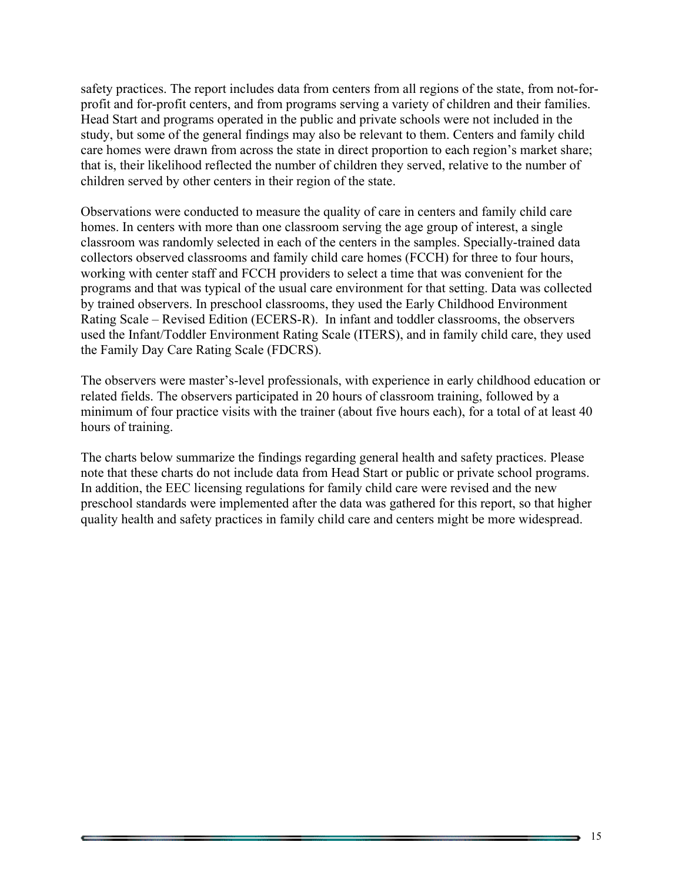safety practices. The report includes data from centers from all regions of the state, from not-for-profit and for-profit centers, and from programs serving a variety of children and their families. Head Start and programs operated in the public and private schools were not included in the study, but some of the general findings may also be relevant to them. Centers and family child care homes were drawn from across the state in direct proportion to each region's market share; that is, their likelihood reflected the number of children they served, relative to the number of children served by other centers in their region of the state.

Observations were conducted to measure the quality of care in centers and family child care homes. In centers with more than one classroom serving the age group of interest, a single classroom was randomly selected in each of the centers in the samples. Specially-trained data collectors observed classrooms and family child care homes (FCCH) for three to four hours, working with center staff and FCCH providers to select a time that was convenient for the programs and that was typical of the usual care environment for that setting. Data was collected by trained observers. In preschool classrooms, they used the Early Childhood Environment Rating Scale – Revised Edition (ECERS-R). In infant and toddler classrooms, the observers used the Infant/Toddler Environment Rating Scale (ITERS), and in family child care, they used the Family Day Care Rating Scale (FDCRS).

The observers were master's-level professionals, with experience in early childhood education or related fields. The observers participated in 20 hours of classroom training, followed by a minimum of four practice visits with the trainer (about five hours each), for a total of at least 40 hours of training.

The charts below summarize the findings regarding general health and safety practices. Please note that these charts do not include data from Head Start or public or private school programs. In addition, the EEC licensing regulations for family child care were revised and the new preschool standards were implemented after the data was gathered for this report, so that higher quality health and safety practices in family child care and centers might be more widespread.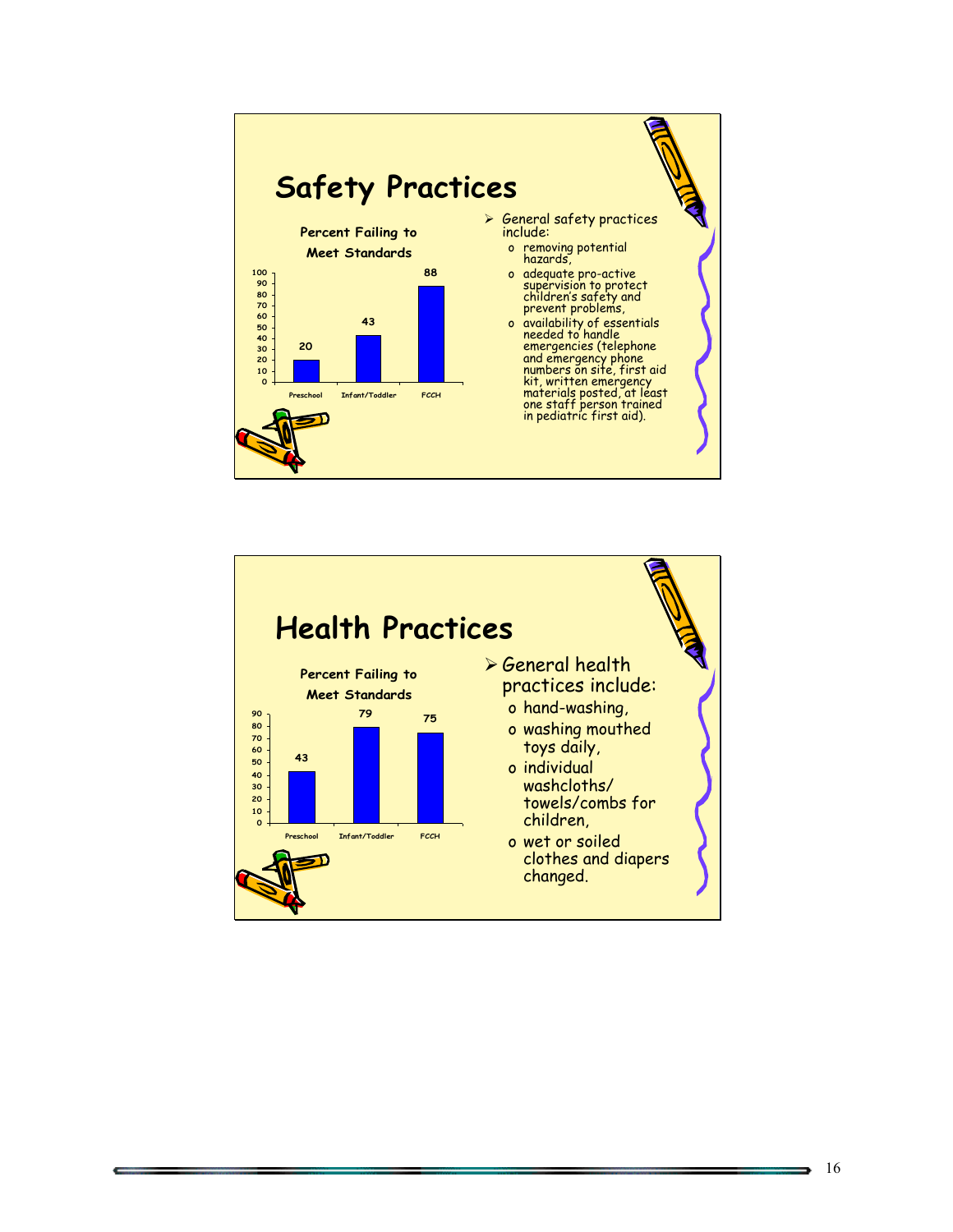## Safety Practices

**Percent Failing to Meet Standards**

| Setting | Percent |
|---|---|
| Preschool | 20 |
| Infant/Toddler | 43 |
| FCCH | 88 |

- General safety practices include:
  - removing potential hazards,
  - adequate pro-active supervision to protect children's safety and prevent problems,
  - availability of essentials needed to handle emergencies (telephone and emergency phone numbers on site, first aid kit, written emergency materials posted, at least one staff person trained in pediatric first aid).

## Health Practices

**Percent Failing to Meet Standards**

| Setting | Percent |
|---|---|
| Preschool | 43 |
| Infant/Toddler | 79 |
| FCCH | 75 |

- General health practices include:
  - hand-washing,
  - washing mouthed toys daily,
  - individual washcloths/ towels/combs for children,
  - wet or soiled clothes and diapers changed.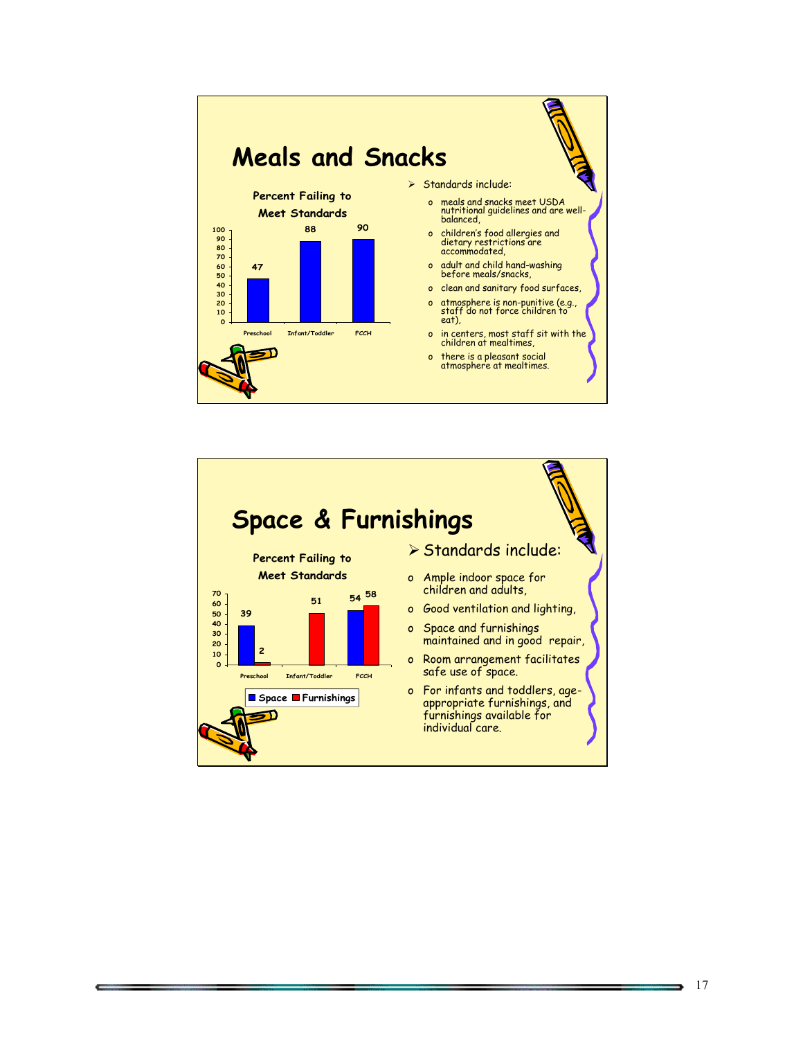## Meals and Snacks

**Percent Failing to Meet Standards**

| | Preschool | Infant/Toddler | FCCH |
|---|---|---|---|
| Percent Failing | 47 | 88 | 90 |

- Standards include:
  - meals and snacks meet USDA nutritional guidelines and are well-balanced,
  - children's food allergies and dietary restrictions are accommodated,
  - adult and child hand-washing before meals/snacks,
  - clean and sanitary food surfaces,
  - atmosphere is non-punitive (e.g., staff do not force children to eat),
  - in centers, most staff sit with the children at mealtimes,
  - there is a pleasant social atmosphere at mealtimes.

## Space & Furnishings

**Percent Failing to Meet Standards**

| | Preschool | Infant/Toddler | FCCH |
|---|---|---|---|
| Space | 39 | | 54 |
| Furnishings | 2 | 51 | 58 |

- Standards include:
  - Ample indoor space for children and adults,
  - Good ventilation and lighting,
  - Space and furnishings maintained and in good repair,
  - Room arrangement facilitates safe use of space.
  - For infants and toddlers, age-appropriate furnishings, and furnishings available for individual care.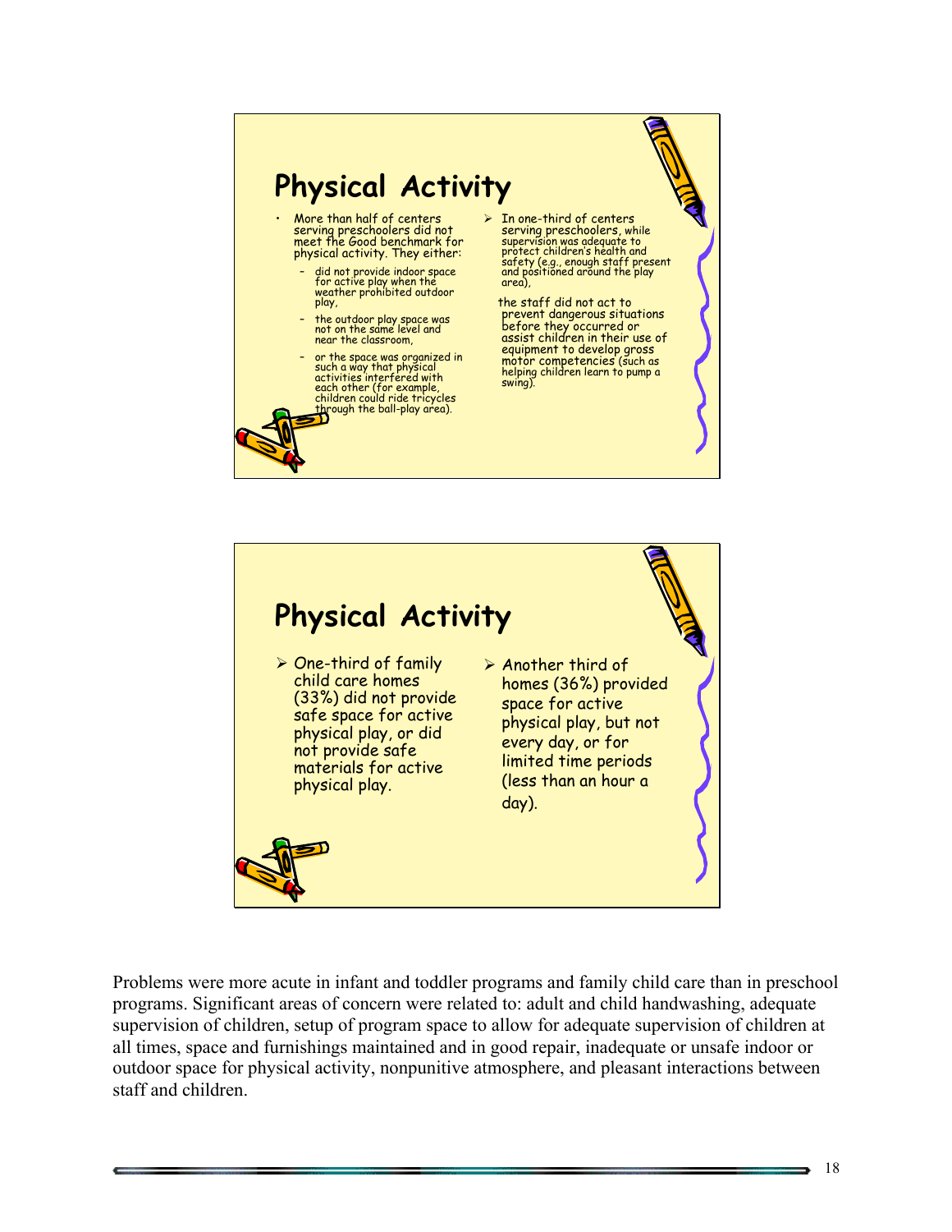## Physical Activity

- More than half of centers serving preschoolers did not meet the Good benchmark for physical activity. They either:
  - did not provide indoor space for active play when the weather prohibited outdoor play,
  - the outdoor play space was not on the same level and near the classroom,
  - or the space was organized in such a way that physical activities interfered with each other (for example, children could ride tricycles through the ball-play area).

- In one-third of centers serving preschoolers, while supervision was adequate to protect children's health and safety (e.g., enough staff present and positioned around the play area),

  the staff did not act to prevent dangerous situations before they occurred or assist children in their use of equipment to develop gross motor competencies (such as helping children learn to pump a swing).

## Physical Activity

- One-third of family child care homes (33%) did not provide safe space for active physical play, or did not provide safe materials for active physical play.
- Another third of homes (36%) provided space for active physical play, but not every day, or for limited time periods (less than an hour a day).

Problems were more acute in infant and toddler programs and family child care than in preschool programs. Significant areas of concern were related to: adult and child handwashing, adequate supervision of children, setup of program space to allow for adequate supervision of children at all times, space and furnishings maintained and in good repair, inadequate or unsafe indoor or outdoor space for physical activity, nonpunitive atmosphere, and pleasant interactions between staff and children.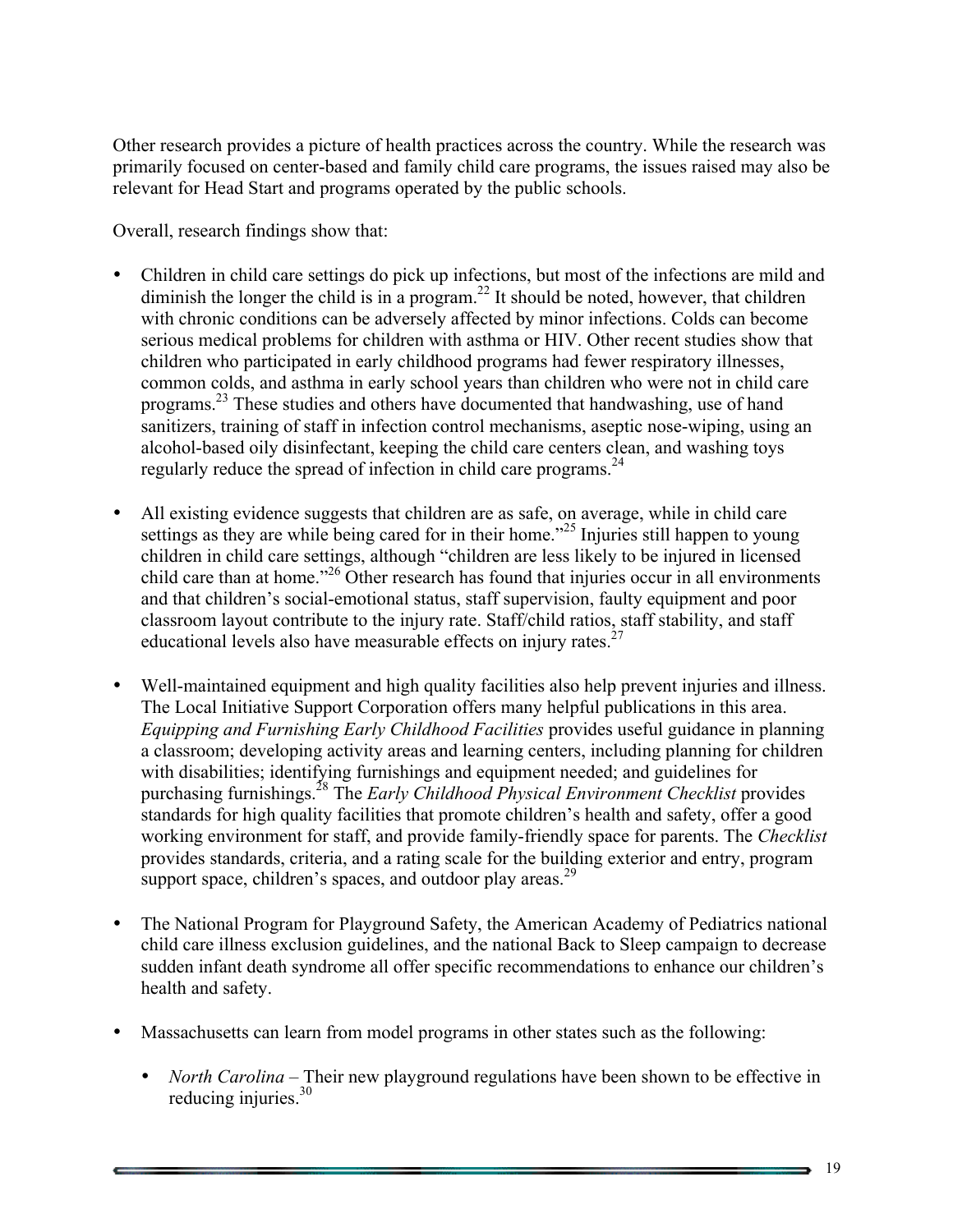Other research provides a picture of health practices across the country. While the research was primarily focused on center-based and family child care programs, the issues raised may also be relevant for Head Start and programs operated by the public schools.

Overall, research findings show that:

- Children in child care settings do pick up infections, but most of the infections are mild and diminish the longer the child is in a program.[22] It should be noted, however, that children with chronic conditions can be adversely affected by minor infections. Colds can become serious medical problems for children with asthma or HIV. Other recent studies show that children who participated in early childhood programs had fewer respiratory illnesses, common colds, and asthma in early school years than children who were not in child care programs.[23] These studies and others have documented that handwashing, use of hand sanitizers, training of staff in infection control mechanisms, aseptic nose-wiping, using an alcohol-based oily disinfectant, keeping the child care centers clean, and washing toys regularly reduce the spread of infection in child care programs.[24]

- All existing evidence suggests that children are as safe, on average, while in child care settings as they are while being cared for in their home."[25] Injuries still happen to young children in child care settings, although "children are less likely to be injured in licensed child care than at home."[26] Other research has found that injuries occur in all environments and that children's social-emotional status, staff supervision, faulty equipment and poor classroom layout contribute to the injury rate. Staff/child ratios, staff stability, and staff educational levels also have measurable effects on injury rates.[27]

- Well-maintained equipment and high quality facilities also help prevent injuries and illness. The Local Initiative Support Corporation offers many helpful publications in this area. *Equipping and Furnishing Early Childhood Facilities* provides useful guidance in planning a classroom; developing activity areas and learning centers, including planning for children with disabilities; identifying furnishings and equipment needed; and guidelines for purchasing furnishings.[28] The *Early Childhood Physical Environment Checklist* provides standards for high quality facilities that promote children's health and safety, offer a good working environment for staff, and provide family-friendly space for parents. The *Checklist* provides standards, criteria, and a rating scale for the building exterior and entry, program support space, children's spaces, and outdoor play areas.[29]

- The National Program for Playground Safety, the American Academy of Pediatrics national child care illness exclusion guidelines, and the national Back to Sleep campaign to decrease sudden infant death syndrome all offer specific recommendations to enhance our children's health and safety.

- Massachusetts can learn from model programs in other states such as the following:

  - *North Carolina* – Their new playground regulations have been shown to be effective in reducing injuries.[30]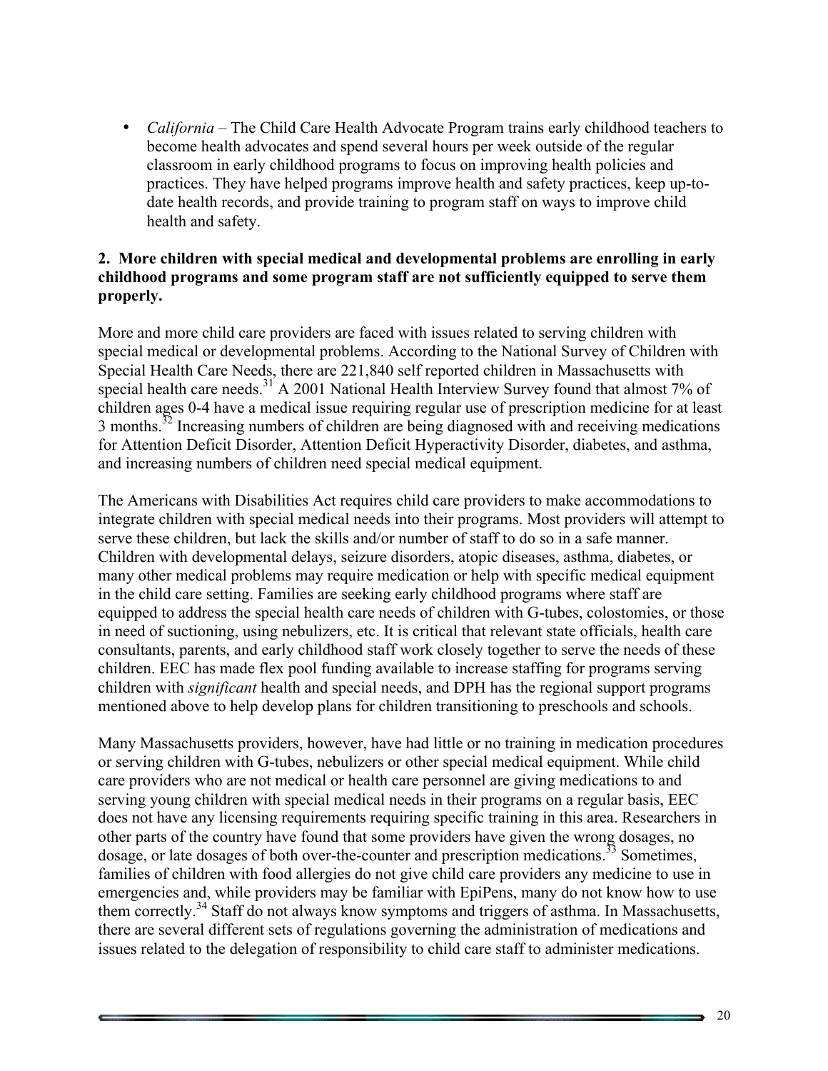- *California* – The Child Care Health Advocate Program trains early childhood teachers to become health advocates and spend several hours per week outside of the regular classroom in early childhood programs to focus on improving health policies and practices. They have helped programs improve health and safety practices, keep up-to-date health records, and provide training to program staff on ways to improve child health and safety.

**2. More children with special medical and developmental problems are enrolling in early childhood programs and some program staff are not sufficiently equipped to serve them properly.**

More and more child care providers are faced with issues related to serving children with special medical or developmental problems. According to the National Survey of Children with Special Health Care Needs, there are 221,840 self reported children in Massachusetts with special health care needs.[31] A 2001 National Health Interview Survey found that almost 7% of children ages 0-4 have a medical issue requiring regular use of prescription medicine for at least 3 months.[32] Increasing numbers of children are being diagnosed with and receiving medications for Attention Deficit Disorder, Attention Deficit Hyperactivity Disorder, diabetes, and asthma, and increasing numbers of children need special medical equipment.

The Americans with Disabilities Act requires child care providers to make accommodations to integrate children with special medical needs into their programs. Most providers will attempt to serve these children, but lack the skills and/or number of staff to do so in a safe manner. Children with developmental delays, seizure disorders, atopic diseases, asthma, diabetes, or many other medical problems may require medication or help with specific medical equipment in the child care setting. Families are seeking early childhood programs where staff are equipped to address the special health care needs of children with G-tubes, colostomies, or those in need of suctioning, using nebulizers, etc. It is critical that relevant state officials, health care consultants, parents, and early childhood staff work closely together to serve the needs of these children. EEC has made flex pool funding available to increase staffing for programs serving children with *significant* health and special needs, and DPH has the regional support programs mentioned above to help develop plans for children transitioning to preschools and schools.

Many Massachusetts providers, however, have had little or no training in medication procedures or serving children with G-tubes, nebulizers or other special medical equipment. While child care providers who are not medical or health care personnel are giving medications to and serving young children with special medical needs in their programs on a regular basis, EEC does not have any licensing requirements requiring specific training in this area. Researchers in other parts of the country have found that some providers have given the wrong dosages, no dosage, or late dosages of both over-the-counter and prescription medications.[33] Sometimes, families of children with food allergies do not give child care providers any medicine to use in emergencies and, while providers may be familiar with EpiPens, many do not know how to use them correctly.[34] Staff do not always know symptoms and triggers of asthma. In Massachusetts, there are several different sets of regulations governing the administration of medications and issues related to the delegation of responsibility to child care staff to administer medications.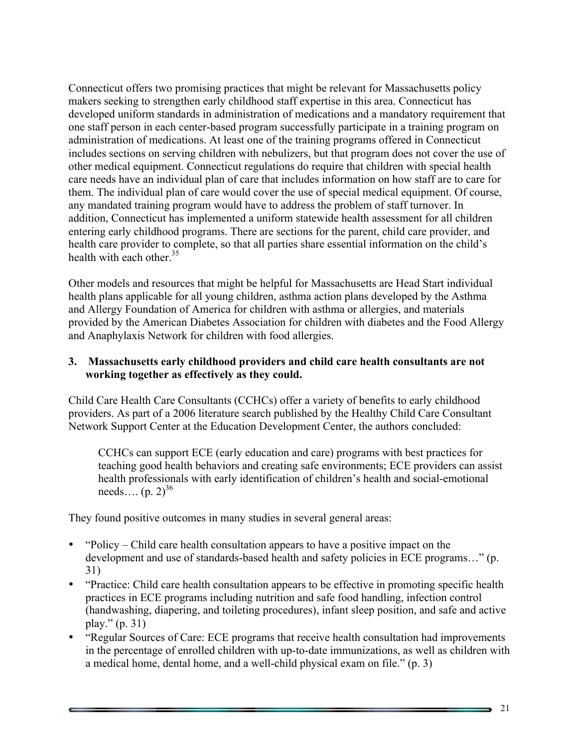Connecticut offers two promising practices that might be relevant for Massachusetts policy makers seeking to strengthen early childhood staff expertise in this area. Connecticut has developed uniform standards in administration of medications and a mandatory requirement that one staff person in each center-based program successfully participate in a training program on administration of medications. At least one of the training programs offered in Connecticut includes sections on serving children with nebulizers, but that program does not cover the use of other medical equipment. Connecticut regulations do require that children with special health care needs have an individual plan of care that includes information on how staff are to care for them. The individual plan of care would cover the use of special medical equipment. Of course, any mandated training program would have to address the problem of staff turnover. In addition, Connecticut has implemented a uniform statewide health assessment for all children entering early childhood programs. There are sections for the parent, child care provider, and health care provider to complete, so that all parties share essential information on the child's health with each other.[35]

Other models and resources that might be helpful for Massachusetts are Head Start individual health plans applicable for all young children, asthma action plans developed by the Asthma and Allergy Foundation of America for children with asthma or allergies, and materials provided by the American Diabetes Association for children with diabetes and the Food Allergy and Anaphylaxis Network for children with food allergies.

**3. Massachusetts early childhood providers and child care health consultants are not working together as effectively as they could.**

Child Care Health Care Consultants (CCHCs) offer a variety of benefits to early childhood providers. As part of a 2006 literature search published by the Healthy Child Care Consultant Network Support Center at the Education Development Center, the authors concluded:

> CCHCs can support ECE (early education and care) programs with best practices for teaching good health behaviors and creating safe environments; ECE providers can assist health professionals with early identification of children's health and social-emotional needs…. (p. 2)[36]

They found positive outcomes in many studies in several general areas:

- "Policy – Child care health consultation appears to have a positive impact on the development and use of standards-based health and safety policies in ECE programs…" (p. 31)
- "Practice: Child care health consultation appears to be effective in promoting specific health practices in ECE programs including nutrition and safe food handling, infection control (handwashing, diapering, and toileting procedures), infant sleep position, and safe and active play." (p. 31)
- "Regular Sources of Care: ECE programs that receive health consultation had improvements in the percentage of enrolled children with up-to-date immunizations, as well as children with a medical home, dental home, and a well-child physical exam on file." (p. 3)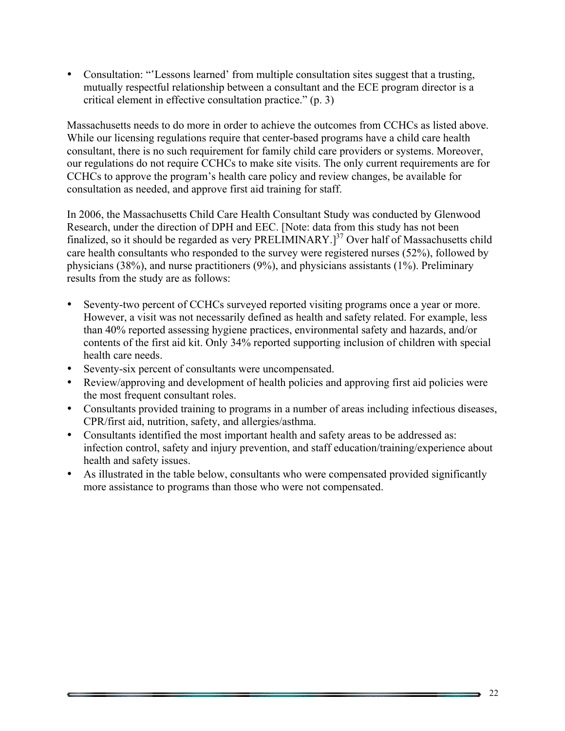- Consultation: "'Lessons learned' from multiple consultation sites suggest that a trusting, mutually respectful relationship between a consultant and the ECE program director is a critical element in effective consultation practice." (p. 3)

Massachusetts needs to do more in order to achieve the outcomes from CCHCs as listed above. While our licensing regulations require that center-based programs have a child care health consultant, there is no such requirement for family child care providers or systems. Moreover, our regulations do not require CCHCs to make site visits. The only current requirements are for CCHCs to approve the program's health care policy and review changes, be available for consultation as needed, and approve first aid training for staff.

In 2006, the Massachusetts Child Care Health Consultant Study was conducted by Glenwood Research, under the direction of DPH and EEC. [Note: data from this study has not been finalized, so it should be regarded as very PRELIMINARY.][37] Over half of Massachusetts child care health consultants who responded to the survey were registered nurses (52%), followed by physicians (38%), and nurse practitioners (9%), and physicians assistants (1%). Preliminary results from the study are as follows:

- Seventy-two percent of CCHCs surveyed reported visiting programs once a year or more. However, a visit was not necessarily defined as health and safety related. For example, less than 40% reported assessing hygiene practices, environmental safety and hazards, and/or contents of the first aid kit. Only 34% reported supporting inclusion of children with special health care needs.
- Seventy-six percent of consultants were uncompensated.
- Review/approving and development of health policies and approving first aid policies were the most frequent consultant roles.
- Consultants provided training to programs in a number of areas including infectious diseases, CPR/first aid, nutrition, safety, and allergies/asthma.
- Consultants identified the most important health and safety areas to be addressed as: infection control, safety and injury prevention, and staff education/training/experience about health and safety issues.
- As illustrated in the table below, consultants who were compensated provided significantly more assistance to programs than those who were not compensated.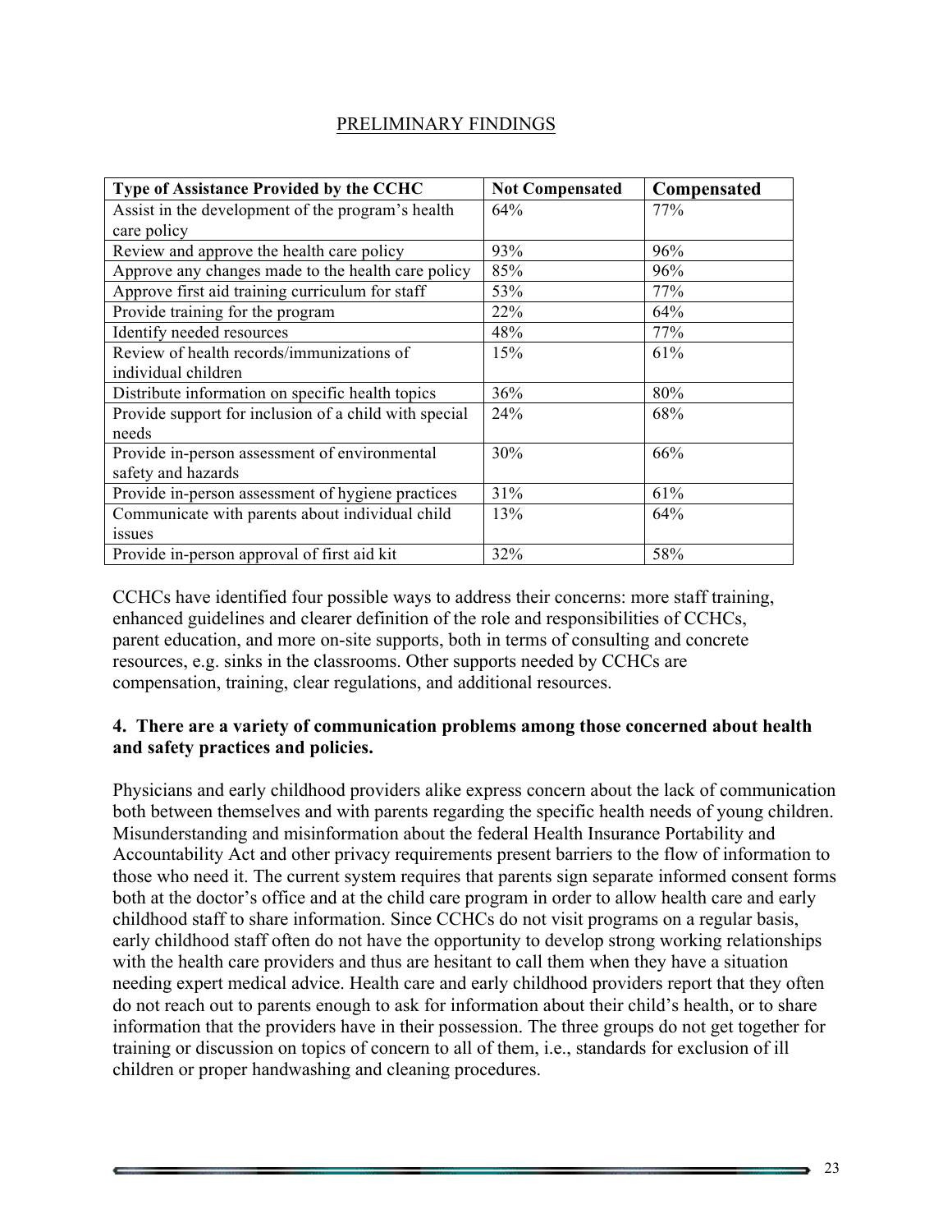PRELIMINARY FINDINGS

| Type of Assistance Provided by the CCHC | Not Compensated | Compensated |
|---|---|---|
| Assist in the development of the program's health care policy | 64% | 77% |
| Review and approve the health care policy | 93% | 96% |
| Approve any changes made to the health care policy | 85% | 96% |
| Approve first aid training curriculum for staff | 53% | 77% |
| Provide training for the program | 22% | 64% |
| Identify needed resources | 48% | 77% |
| Review of health records/immunizations of individual children | 15% | 61% |
| Distribute information on specific health topics | 36% | 80% |
| Provide support for inclusion of a child with special needs | 24% | 68% |
| Provide in-person assessment of environmental safety and hazards | 30% | 66% |
| Provide in-person assessment of hygiene practices | 31% | 61% |
| Communicate with parents about individual child issues | 13% | 64% |
| Provide in-person approval of first aid kit | 32% | 58% |

CCHCs have identified four possible ways to address their concerns: more staff training, enhanced guidelines and clearer definition of the role and responsibilities of CCHCs, parent education, and more on-site supports, both in terms of consulting and concrete resources, e.g. sinks in the classrooms. Other supports needed by CCHCs are compensation, training, clear regulations, and additional resources.

**4. There are a variety of communication problems among those concerned about health and safety practices and policies.**

Physicians and early childhood providers alike express concern about the lack of communication both between themselves and with parents regarding the specific health needs of young children. Misunderstanding and misinformation about the federal Health Insurance Portability and Accountability Act and other privacy requirements present barriers to the flow of information to those who need it. The current system requires that parents sign separate informed consent forms both at the doctor's office and at the child care program in order to allow health care and early childhood staff to share information. Since CCHCs do not visit programs on a regular basis, early childhood staff often do not have the opportunity to develop strong working relationships with the health care providers and thus are hesitant to call them when they have a situation needing expert medical advice. Health care and early childhood providers report that they often do not reach out to parents enough to ask for information about their child's health, or to share information that the providers have in their possession. The three groups do not get together for training or discussion on topics of concern to all of them, i.e., standards for exclusion of ill children or proper handwashing and cleaning procedures.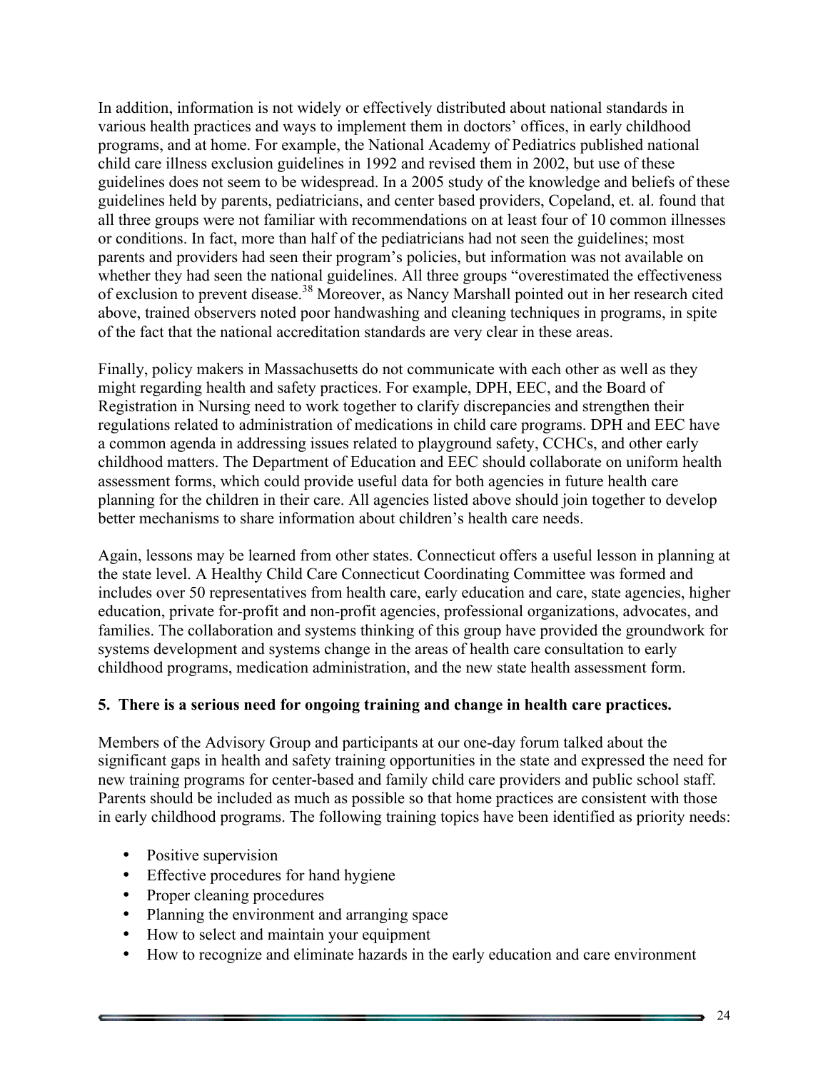In addition, information is not widely or effectively distributed about national standards in various health practices and ways to implement them in doctors' offices, in early childhood programs, and at home. For example, the National Academy of Pediatrics published national child care illness exclusion guidelines in 1992 and revised them in 2002, but use of these guidelines does not seem to be widespread. In a 2005 study of the knowledge and beliefs of these guidelines held by parents, pediatricians, and center based providers, Copeland, et. al. found that all three groups were not familiar with recommendations on at least four of 10 common illnesses or conditions. In fact, more than half of the pediatricians had not seen the guidelines; most parents and providers had seen their program's policies, but information was not available on whether they had seen the national guidelines. All three groups "overestimated the effectiveness of exclusion to prevent disease.[38] Moreover, as Nancy Marshall pointed out in her research cited above, trained observers noted poor handwashing and cleaning techniques in programs, in spite of the fact that the national accreditation standards are very clear in these areas.

Finally, policy makers in Massachusetts do not communicate with each other as well as they might regarding health and safety practices. For example, DPH, EEC, and the Board of Registration in Nursing need to work together to clarify discrepancies and strengthen their regulations related to administration of medications in child care programs. DPH and EEC have a common agenda in addressing issues related to playground safety, CCHCs, and other early childhood matters. The Department of Education and EEC should collaborate on uniform health assessment forms, which could provide useful data for both agencies in future health care planning for the children in their care. All agencies listed above should join together to develop better mechanisms to share information about children's health care needs.

Again, lessons may be learned from other states. Connecticut offers a useful lesson in planning at the state level. A Healthy Child Care Connecticut Coordinating Committee was formed and includes over 50 representatives from health care, early education and care, state agencies, higher education, private for-profit and non-profit agencies, professional organizations, advocates, and families. The collaboration and systems thinking of this group have provided the groundwork for systems development and systems change in the areas of health care consultation to early childhood programs, medication administration, and the new state health assessment form.

**5. There is a serious need for ongoing training and change in health care practices.**

Members of the Advisory Group and participants at our one-day forum talked about the significant gaps in health and safety training opportunities in the state and expressed the need for new training programs for center-based and family child care providers and public school staff. Parents should be included as much as possible so that home practices are consistent with those in early childhood programs. The following training topics have been identified as priority needs:

- Positive supervision
- Effective procedures for hand hygiene
- Proper cleaning procedures
- Planning the environment and arranging space
- How to select and maintain your equipment
- How to recognize and eliminate hazards in the early education and care environment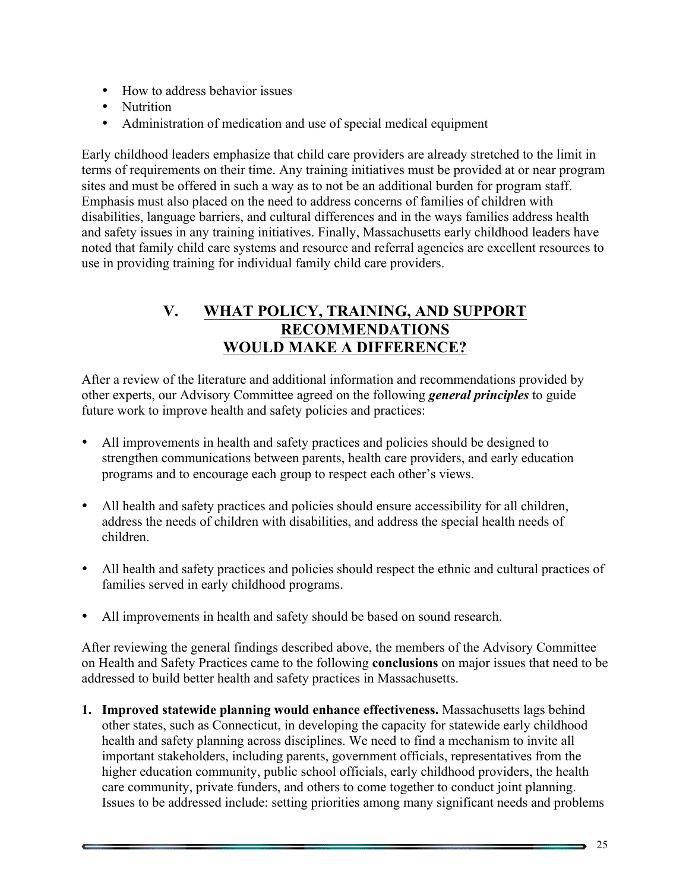- How to address behavior issues
- Nutrition
- Administration of medication and use of special medical equipment

Early childhood leaders emphasize that child care providers are already stretched to the limit in terms of requirements on their time. Any training initiatives must be provided at or near program sites and must be offered in such a way as to not be an additional burden for program staff. Emphasis must also placed on the need to address concerns of families of children with disabilities, language barriers, and cultural differences and in the ways families address health and safety issues in any training initiatives. Finally, Massachusetts early childhood leaders have noted that family child care systems and resource and referral agencies are excellent resources to use in providing training for individual family child care providers.

## V. WHAT POLICY, TRAINING, AND SUPPORT RECOMMENDATIONS WOULD MAKE A DIFFERENCE?

After a review of the literature and additional information and recommendations provided by other experts, our Advisory Committee agreed on the following ***general principles*** to guide future work to improve health and safety policies and practices:

- All improvements in health and safety practices and policies should be designed to strengthen communications between parents, health care providers, and early education programs and to encourage each group to respect each other's views.

- All health and safety practices and policies should ensure accessibility for all children, address the needs of children with disabilities, and address the special health needs of children.

- All health and safety practices and policies should respect the ethnic and cultural practices of families served in early childhood programs.

- All improvements in health and safety should be based on sound research.

After reviewing the general findings described above, the members of the Advisory Committee on Health and Safety Practices came to the following **conclusions** on major issues that need to be addressed to build better health and safety practices in Massachusetts.

1. **Improved statewide planning would enhance effectiveness.** Massachusetts lags behind other states, such as Connecticut, in developing the capacity for statewide early childhood health and safety planning across disciplines. We need to find a mechanism to invite all important stakeholders, including parents, government officials, representatives from the higher education community, public school officials, early childhood providers, the health care community, private funders, and others to come together to conduct joint planning. Issues to be addressed include: setting priorities among many significant needs and problems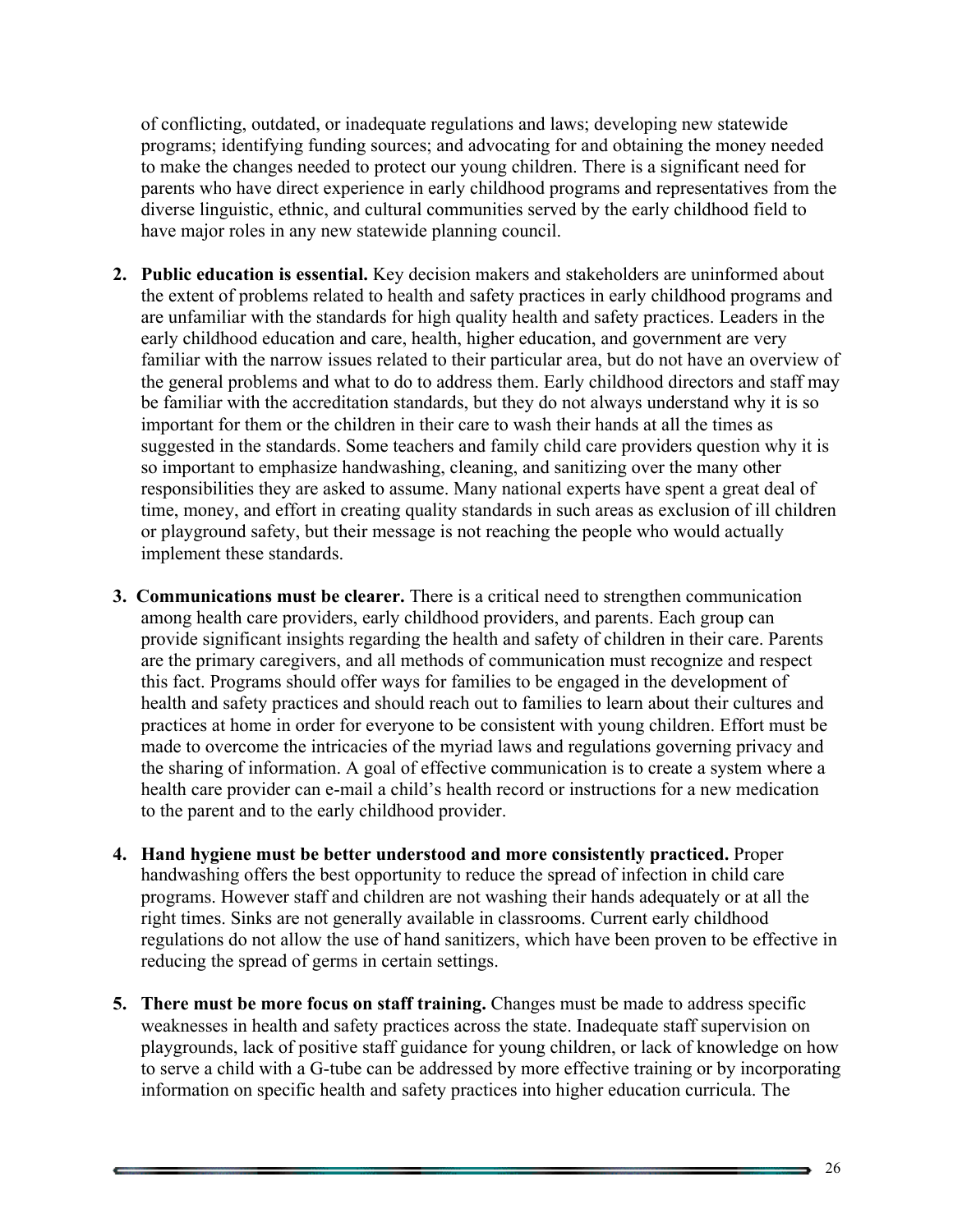of conflicting, outdated, or inadequate regulations and laws; developing new statewide programs; identifying funding sources; and advocating for and obtaining the money needed to make the changes needed to protect our young children. There is a significant need for parents who have direct experience in early childhood programs and representatives from the diverse linguistic, ethnic, and cultural communities served by the early childhood field to have major roles in any new statewide planning council.

2. **Public education is essential.** Key decision makers and stakeholders are uninformed about the extent of problems related to health and safety practices in early childhood programs and are unfamiliar with the standards for high quality health and safety practices. Leaders in the early childhood education and care, health, higher education, and government are very familiar with the narrow issues related to their particular area, but do not have an overview of the general problems and what to do to address them. Early childhood directors and staff may be familiar with the accreditation standards, but they do not always understand why it is so important for them or the children in their care to wash their hands at all the times as suggested in the standards. Some teachers and family child care providers question why it is so important to emphasize handwashing, cleaning, and sanitizing over the many other responsibilities they are asked to assume. Many national experts have spent a great deal of time, money, and effort in creating quality standards in such areas as exclusion of ill children or playground safety, but their message is not reaching the people who would actually implement these standards.

3. **Communications must be clearer.** There is a critical need to strengthen communication among health care providers, early childhood providers, and parents. Each group can provide significant insights regarding the health and safety of children in their care. Parents are the primary caregivers, and all methods of communication must recognize and respect this fact. Programs should offer ways for families to be engaged in the development of health and safety practices and should reach out to families to learn about their cultures and practices at home in order for everyone to be consistent with young children. Effort must be made to overcome the intricacies of the myriad laws and regulations governing privacy and the sharing of information. A goal of effective communication is to create a system where a health care provider can e-mail a child's health record or instructions for a new medication to the parent and to the early childhood provider.

4. **Hand hygiene must be better understood and more consistently practiced.** Proper handwashing offers the best opportunity to reduce the spread of infection in child care programs. However staff and children are not washing their hands adequately or at all the right times. Sinks are not generally available in classrooms. Current early childhood regulations do not allow the use of hand sanitizers, which have been proven to be effective in reducing the spread of germs in certain settings.

5. **There must be more focus on staff training.** Changes must be made to address specific weaknesses in health and safety practices across the state. Inadequate staff supervision on playgrounds, lack of positive staff guidance for young children, or lack of knowledge on how to serve a child with a G-tube can be addressed by more effective training or by incorporating information on specific health and safety practices into higher education curricula. The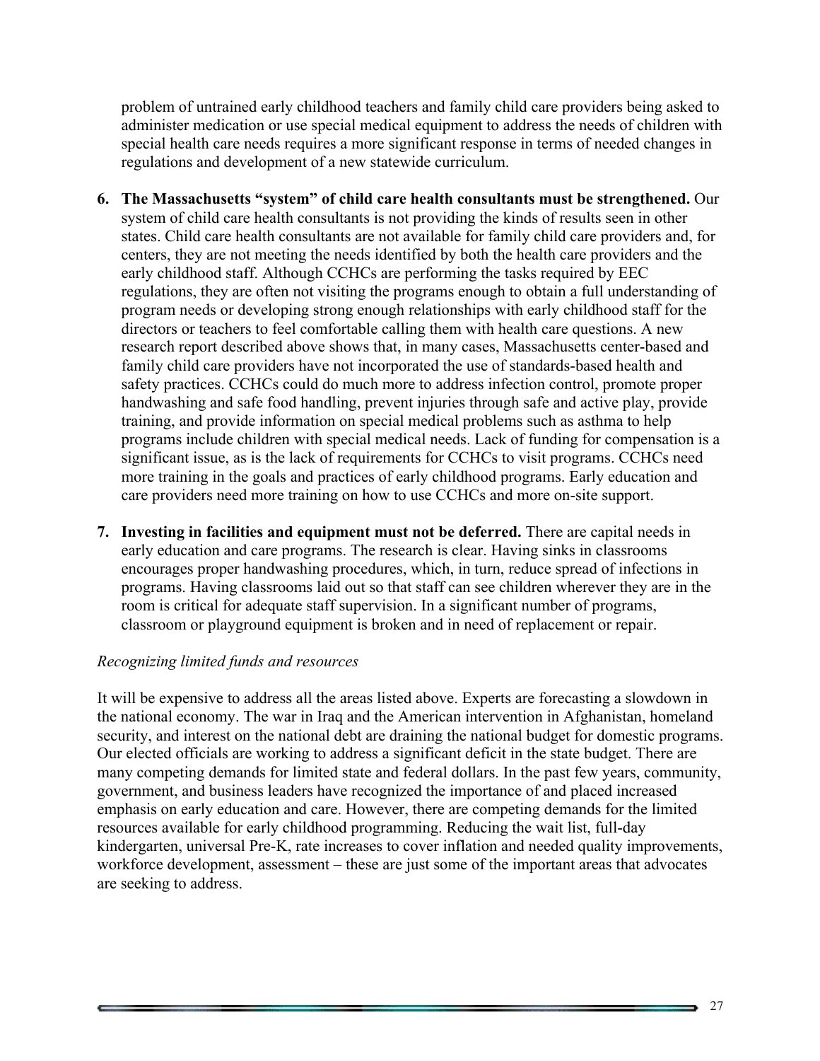problem of untrained early childhood teachers and family child care providers being asked to administer medication or use special medical equipment to address the needs of children with special health care needs requires a more significant response in terms of needed changes in regulations and development of a new statewide curriculum.

6. **The Massachusetts "system" of child care health consultants must be strengthened.** Our system of child care health consultants is not providing the kinds of results seen in other states. Child care health consultants are not available for family child providers and, for centers, they are not meeting the needs identified by both the health care providers and the early childhood staff. Although CCHCs are performing the tasks required by EEC regulations, they are often not visiting the programs enough to obtain a full understanding of program needs or developing strong enough relationships with early childhood staff for the directors or teachers to feel comfortable calling them with health care questions. A new research report described above shows that, in many cases, Massachusetts center-based and family child care providers have not incorporated the use of standards-based health and safety practices. CCHCs could do much more to address infection control, promote proper handwashing and safe food handling, prevent injuries through safe and active play, provide training, and provide information on special medical problems such as asthma to help programs include children with special medical needs. Lack of funding for compensation is a significant issue, as is the lack of requirements for CCHCs to visit programs. CCHCs need more training in the goals and practices of early childhood programs. Early education and care providers need more training on how to use CCHCs and more on-site support.

7. **Investing in facilities and equipment must not be deferred.** There are capital needs in early education and care programs. The research is clear. Having sinks in classrooms encourages proper handwashing procedures, which, in turn, reduce spread of infections in programs. Having classrooms laid out so that staff can see children wherever they are in the room is critical for adequate staff supervision. In a significant number of programs, classroom or playground equipment is broken and in need of replacement or repair.

*Recognizing limited funds and resources*

It will be expensive to address all the areas listed above. Experts are forecasting a slowdown in the national economy. The war in Iraq and the American intervention in Afghanistan, homeland security, and interest on the national debt are draining the national budget for domestic programs. Our elected officials are working to address a significant deficit in the state budget. There are many competing demands for limited state and federal dollars. In the past few years, community, government, and business leaders have recognized the importance of and placed increased emphasis on early education and care. However, there are competing demands for the limited resources available for early childhood programming. Reducing the wait list, full-day kindergarten, universal Pre-K, rate increases to cover inflation and needed quality improvements, workforce development, assessment – these are just some of the important areas that advocates are seeking to address.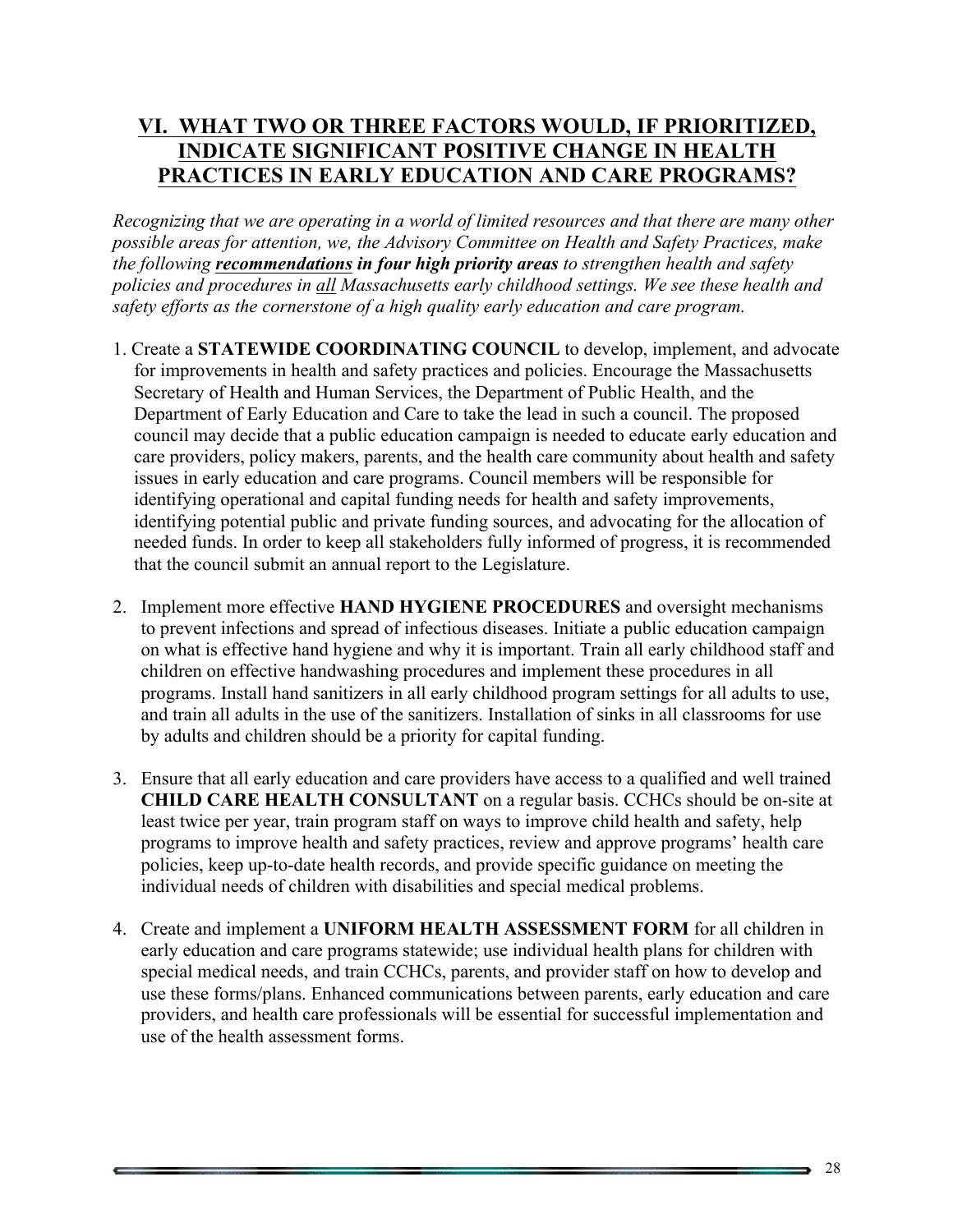## VI. WHAT TWO OR THREE FACTORS WOULD, IF PRIORITIZED, INDICATE SIGNIFICANT POSITIVE CHANGE IN HEALTH PRACTICES IN EARLY EDUCATION AND CARE PROGRAMS?

*Recognizing that we are operating in a world of limited resources and that there are many other possible areas for attention, we, the Advisory Committee on Health and Safety Practices, make the following* ***recommendations in four high priority areas*** *to strengthen health and safety policies and procedures in all Massachusetts early childhood settings. We see these health and safety efforts as the cornerstone of a high quality early education and care program.*

1. Create a **STATEWIDE COORDINATING COUNCIL** to develop, implement, and advocate for improvements in health and safety practices and policies. Encourage the Massachusetts Secretary of Health and Human Services, the Department of Public Health, and the Department of Early Education and Care to take the lead in such a council. The proposed council may decide that a public education campaign is needed to educate early education and care providers, policy makers, parents, and the health care community about health and safety issues in early education and care programs. Council members will be responsible for identifying operational and capital funding needs for health and safety improvements, identifying potential public and private funding sources, and advocating for the allocation of needed funds. In order to keep all stakeholders fully informed of progress, it is recommended that the council submit an annual report to the Legislature.

2. Implement more effective **HAND HYGIENE PROCEDURES** and oversight mechanisms to prevent infections and spread of infectious diseases. Initiate a public education campaign on what is effective hand hygiene and why it is important. Train all early childhood staff and children on effective handwashing procedures and implement these procedures in all programs. Install hand sanitizers in all early childhood program settings for all adults to use, and train all adults in the use of the sanitizers. Installation of sinks in all classrooms for use by adults and children should be a priority for capital funding.

3. Ensure that all early education and care providers have access to a qualified and well trained **CHILD CARE HEALTH CONSULTANT** on a regular basis. CCHCs should be on-site at least twice per year, train program staff on ways to improve child health and safety, help programs to improve health and safety practices, review and approve programs' health care policies, keep up-to-date health records, and provide specific guidance on meeting the individual needs of children with disabilities and special medical problems.

4. Create and implement a **UNIFORM HEALTH ASSESSMENT FORM** for all children in early education and care programs statewide; use individual health plans for children with special medical needs, and train CCHCs, parents, and provider staff on how to develop and use these forms/plans. Enhanced communications between parents, early education and care providers, and health care professionals will be essential for successful implementation and use of the health assessment forms.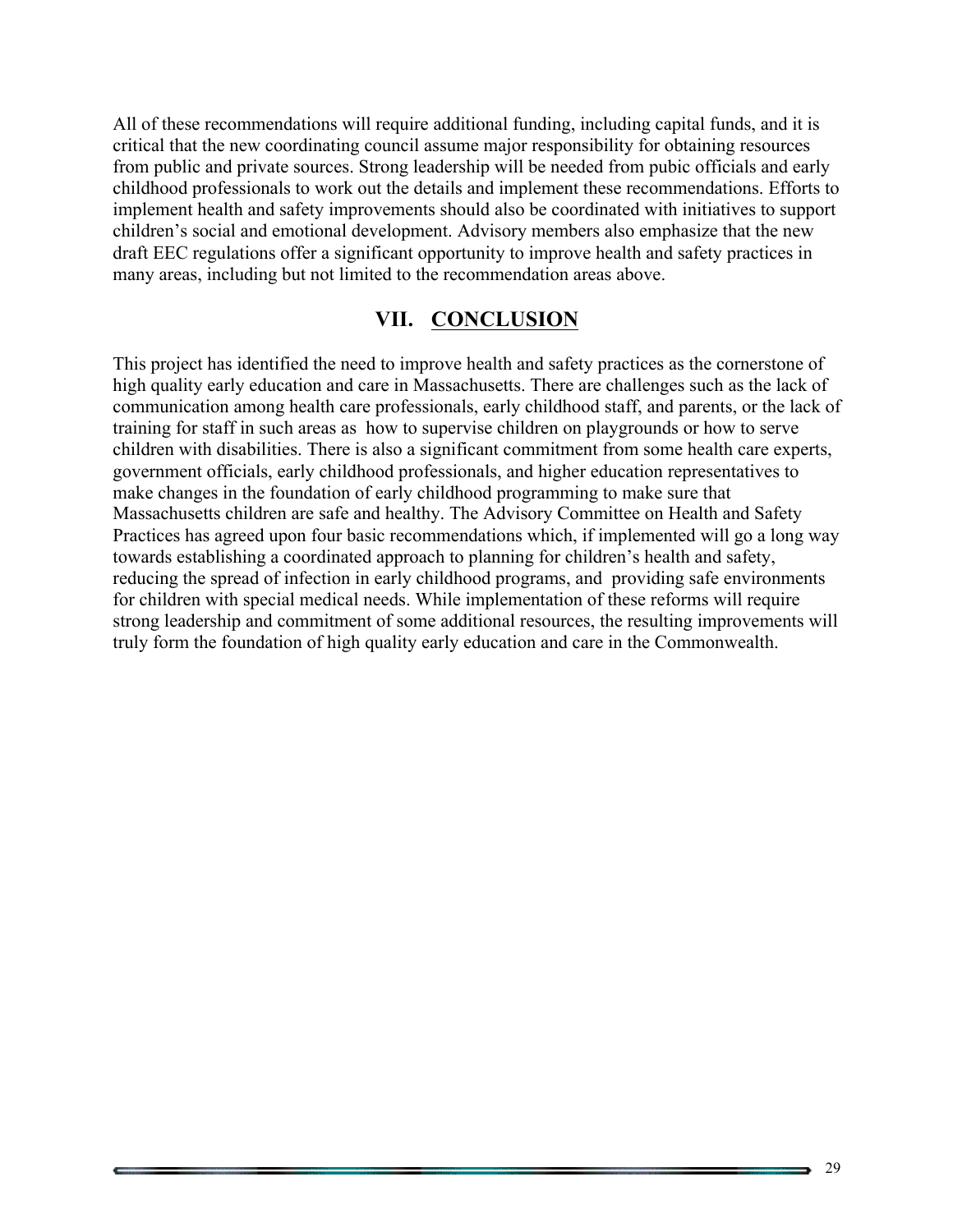All of these recommendations will require additional funding, including capital funds, and it is critical that the new coordinating council assume major responsibility for obtaining resources from public and private sources. Strong leadership will be needed from pubic officials and early childhood professionals to work out the details and implement these recommendations. Efforts to implement health and safety improvements should also be coordinated with initiatives to support children's social and emotional development. Advisory members also emphasize that the new draft EEC regulations offer a significant opportunity to improve health and safety practices in many areas, including but not limited to the recommendation areas above.

## VII. CONCLUSION

This project has identified the need to improve health and safety practices as the cornerstone of high quality early education and care in Massachusetts. There are challenges such as the lack of communication among health care professionals, early childhood staff, and parents, or the lack of training for staff in such areas as how to supervise children on playgrounds or how to serve children with disabilities. There is also a significant commitment from some health care experts, government officials, early childhood professionals, and higher education representatives to make changes in the foundation of early childhood programming to make sure that Massachusetts children are safe and healthy. The Advisory Committee on Health and Safety Practices has agreed upon four basic recommendations which, if implemented will go a long way towards establishing a coordinated approach to planning for children's health and safety, reducing the spread of infection in early childhood programs, and providing safe environments for children with special medical needs. While implementation of these reforms will require strong leadership and commitment of some additional resources, the resulting improvements will truly form the foundation of high quality early education and care in the Commonwealth.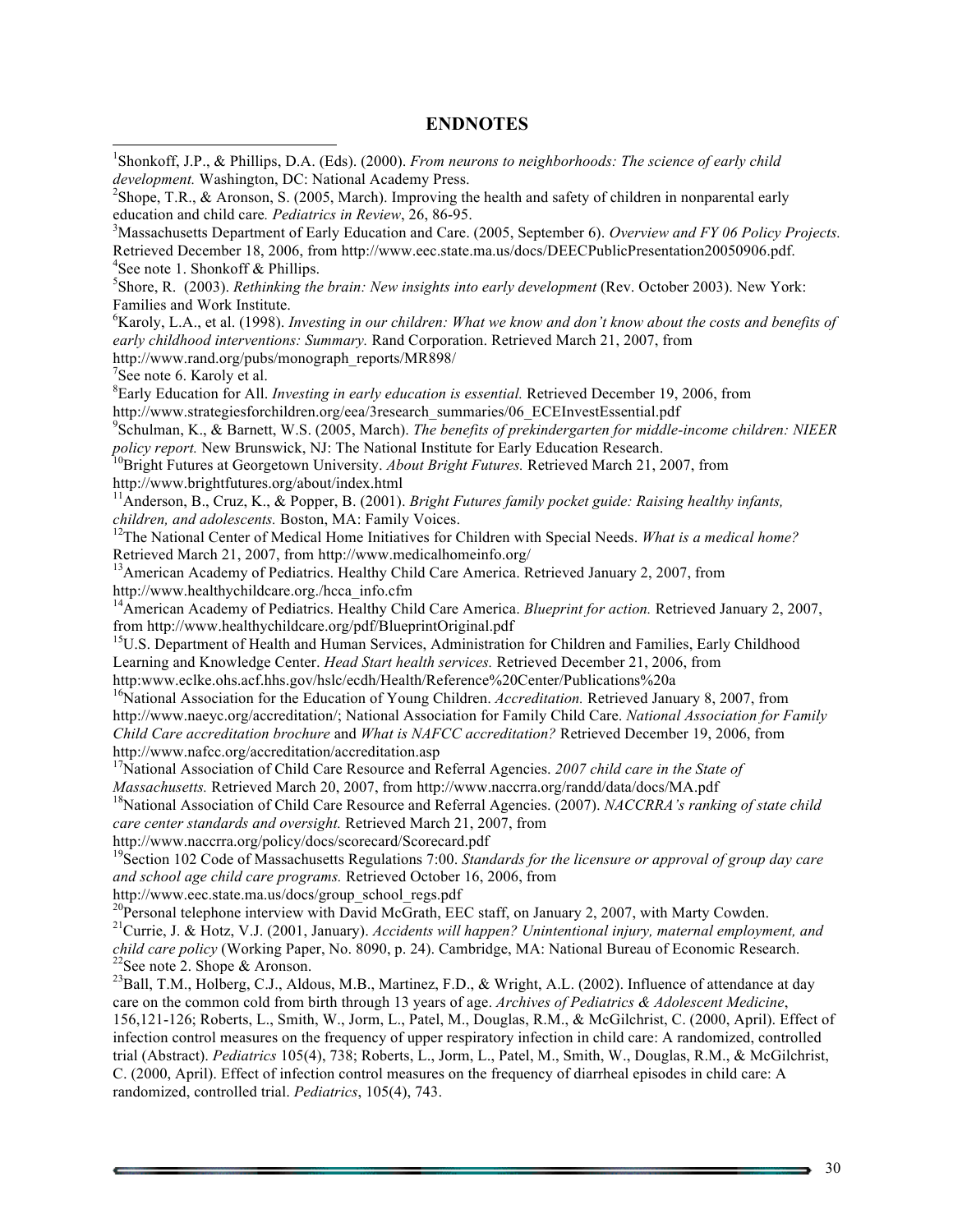## ENDNOTES

[1]Shonkoff, J.P., & Phillips, D.A. (Eds). (2000). *From neurons to neighborhoods: The science of early child development.* Washington, DC: National Academy Press.

[2]Shope, T.R., & Aronson, S. (2005, March). Improving the health and safety of children in nonparental early education and child care*. Pediatrics in Review*, 26, 86-95.

[3]Massachusetts Department of Early Education and Care. (2005, September 6). *Overview and FY 06 Policy Projects.* Retrieved December 18, 2006, from http://www.eec.state.ma.us/docs/DEECPublicPresentation20050906.pdf.

[4]See note 1. Shonkoff & Phillips.

[5]Shore, R. (2003). *Rethinking the brain: New insights into early development* (Rev. October 2003). New York: Families and Work Institute.

[6]Karoly, L.A., et al. (1998). *Investing in our children: What we know and don't know about the costs and benefits of early childhood interventions: Summary.* Rand Corporation. Retrieved March 21, 2007, from http://www.rand.org/pubs/monograph_reports/MR898/

[7]See note 6. Karoly et al.

[8]Early Education for All. *Investing in early education is essential.* Retrieved December 19, 2006, from http://www.strategiesforchildren.org/eea/3research_summaries/06_ECEInvestEssential.pdf

[9]Schulman, K., & Barnett, W.S. (2005, March). *The benefits of prekindergarten for middle-income children: NIEER policy report.* New Brunswick, NJ: The National Institute for Early Education Research.

[10]Bright Futures at Georgetown University. *About Bright Futures.* Retrieved March 21, 2007, from http://www.brightfutures.org/about/index.html

[11]Anderson, B., Cruz, K., & Popper, B. (2001). *Bright Futures family pocket guide: Raising healthy infants, children, and adolescents.* Boston, MA: Family Voices.

[12]The National Center of Medical Home Initiatives for Children with Special Needs. *What is a medical home?* Retrieved March 21, 2007, from http://www.medicalhomeinfo.org/

[13]American Academy of Pediatrics. Healthy Child Care America. Retrieved January 2, 2007, from http://www.healthychildcare.org./hcca_info.cfm

[14]American Academy of Pediatrics. Healthy Child Care America. *Blueprint for action.* Retrieved January 2, 2007, from http://www.healthychildcare.org/pdf/BlueprintOriginal.pdf

[15]U.S. Department of Health and Human Services, Administration for Children and Families, Early Childhood Learning and Knowledge Center. *Head Start health services.* Retrieved December 21, 2006, from http:www.eclke.ohs.acf.hhs.gov/hslc/ecdh/Health/Reference%20Center/Publications%20a

[16]National Association for the Education of Young Children. *Accreditation.* Retrieved January 8, 2007, from http://www.naeyc.org/accreditation/; National Association for Family Child Care. *National Association for Family Child Care accreditation brochure* and *What is NAFCC accreditation?* Retrieved December 19, 2006, from http://www.nafcc.org/accreditation/accreditation.asp

[17]National Association of Child Care Resource and Referral Agencies. *2007 child care in the State of Massachusetts.* Retrieved March 20, 2007, from http://www.naccrra.org/randd/data/docs/MA.pdf

[18]National Association of Child Care Resource and Referral Agencies. (2007). *NACCRRA's ranking of state child care center standards and oversight.* Retrieved March 21, 2007, from http://www.naccrra.org/policy/docs/scorecard/Scorecard.pdf

[19]Section 102 Code of Massachusetts Regulations 7:00. *Standards for the licensure or approval of group day care and school age child care programs.* Retrieved October 16, 2006, from http://www.eec.state.ma.us/docs/group_school_regs.pdf

[20]Personal telephone interview with David McGrath, EEC staff, on January 2, 2007, with Marty Cowden.

[21]Currie, J. & Hotz, V.J. (2001, January). *Accidents will happen? Unintentional injury, maternal employment, and child care policy* (Working Paper, No. 8090, p. 24). Cambridge, MA: National Bureau of Economic Research.

[22]See note 2. Shope & Aronson.

[23]Ball, T.M., Holberg, C.J., Aldous, M.B., Martinez, F.D., & Wright, A.L. (2002). Influence of attendance at day care on the common cold from birth through 13 years of age. *Archives of Pediatrics & Adolescent Medicine*, 156,121-126; Roberts, L., Smith, W., Jorm, L., Patel, M., Douglas, R.M., & McGilchrist, C. (2000, April). Effect of infection control measures on the frequency of upper respiratory infection in child care: A randomized, controlled trial (Abstract). *Pediatrics* 105(4), 738; Roberts, L., Jorm, L., Patel, M., Smith, W., Douglas, R.M., & McGilchrist, C. (2000, April). Effect of infection control measures on the frequency of diarrheal episodes in child care: A randomized, controlled trial. *Pediatrics*, 105(4), 743.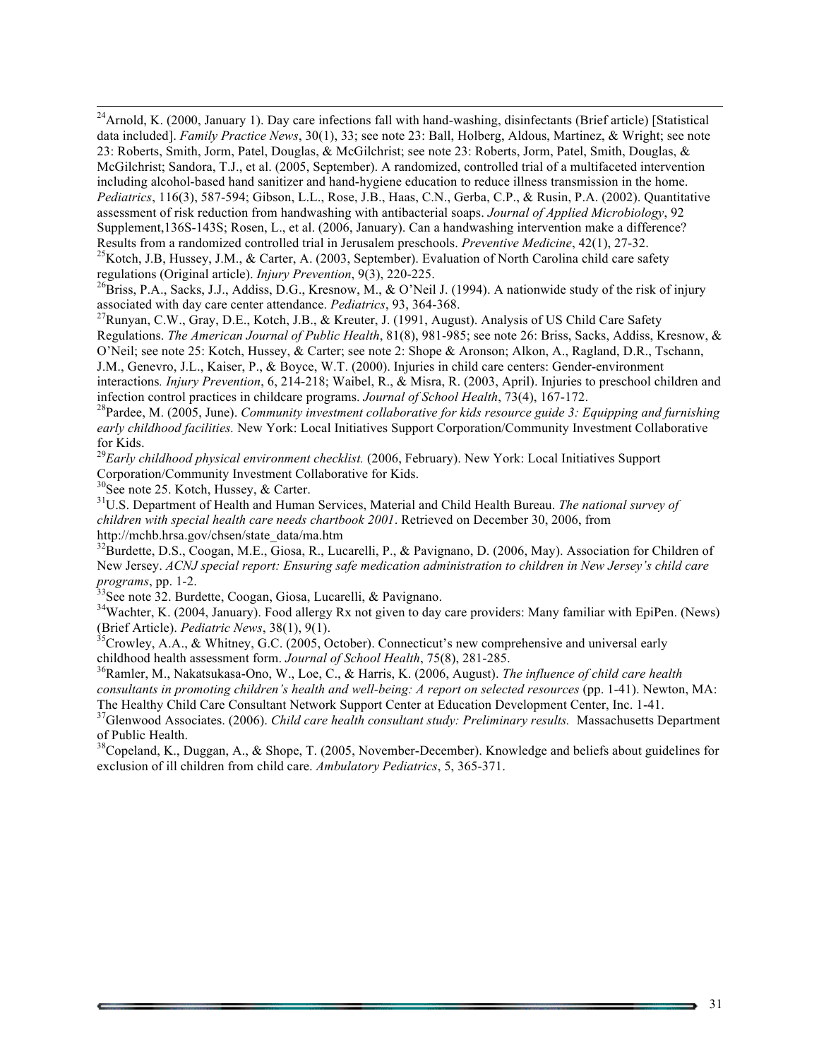[24]Arnold, K. (2000, January 1). Day care infections fall with hand-washing, disinfectants (Brief article) [Statistical data included]. *Family Practice News*, 30(1), 33; see note 23: Ball, Holberg, Aldous, Martinez, & Wright; see note 23: Roberts, Smith, Jorm, Patel, Douglas, & McGilchrist; see note 23: Roberts, Jorm, Patel, Smith, Douglas, & McGilchrist; Sandora, T.J., et al. (2005, September). A randomized, controlled trial of a multifaceted intervention including alcohol-based hand sanitizer and hand-hygiene education to reduce illness transmission in the home. *Pediatrics*, 116(3), 587-594; Gibson, L.L., Rose, J.B., Haas, C.N., Gerba, C.P., & Rusin, P.A. (2002). Quantitative assessment of risk reduction from handwashing with antibacterial soaps. *Journal of Applied Microbiology*, 92 Supplement,136S-143S; Rosen, L., et al. (2006, January). Can a handwashing intervention make a difference? Results from a randomized controlled trial in Jerusalem preschools. *Preventive Medicine*, 42(1), 27-32.

[25]Kotch, J.B, Hussey, J.M., & Carter, A. (2003, September). Evaluation of North Carolina child care safety regulations (Original article). *Injury Prevention*, 9(3), 220-225.

[26]Briss, P.A., Sacks, J.J., Addiss, D.G., Kresnow, M., & O'Neil J. (1994). A nationwide study of the risk of injury associated with day care center attendance. *Pediatrics*, 93, 364-368.

[27]Runyan, C.W., Gray, D.E., Kotch, J.B., & Kreuter, J. (1991, August). Analysis of US Child Care Safety Regulations. *The American Journal of Public Health*, 81(8), 981-985; see note 26: Briss, Sacks, Addiss, Kresnow, & O'Neil; see note 25: Kotch, Hussey, & Carter; see note 2: Shope & Aronson; Alkon, A., Ragland, D.R., Tschann, J.M., Genevro, J.L., Kaiser, P., & Boyce, W.T. (2000). Injuries in child care centers: Gender-environment interactions*. Injury Prevention*, 6, 214-218; Waibel, R., & Misra, R. (2003, April). Injuries to preschool children and infection control practices in childcare programs. *Journal of School Health*, 73(4), 167-172.

[28]Pardee, M. (2005, June). *Community investment collaborative for kids resource guide 3: Equipping and furnishing early childhood facilities.* New York: Local Initiatives Support Corporation/Community Investment Collaborative for Kids.

[29]*Early childhood physical environment checklist.* (2006, February). New York: Local Initiatives Support Corporation/Community Investment Collaborative for Kids.

[30]See note 25. Kotch, Hussey, & Carter.

[31]U.S. Department of Health and Human Services, Material and Child Health Bureau. *The national survey of children with special health care needs chartbook 2001*. Retrieved on December 30, 2006, from http://mchb.hrsa.gov/chsen/state_data/ma.htm

[32]Burdette, D.S., Coogan, M.E., Giosa, R., Lucarelli, P., & Pavignano, D. (2006, May). Association for Children of New Jersey. *ACNJ special report: Ensuring safe medication administration to children in New Jersey's child care programs*, pp. 1-2.

[33]See note 32. Burdette, Coogan, Giosa, Lucarelli, & Pavignano.

[34]Wachter, K. (2004, January). Food allergy Rx not given to day care providers: Many familiar with EpiPen. (News) (Brief Article). *Pediatric News*, 38(1), 9(1).

[35]Crowley, A.A., & Whitney, G.C. (2005, October). Connecticut's new comprehensive and universal early childhood health assessment form. *Journal of School Health*, 75(8), 281-285.

[36]Ramler, M., Nakatsukasa-Ono, W., Loe, C., & Harris, K. (2006, August). *The influence of child care health consultants in promoting children's health and well-being: A report on selected resources* (pp. 1-41). Newton, MA: The Healthy Child Care Consultant Network Support Center at Education Development Center, Inc. 1-41.

[37]Glenwood Associates. (2006). *Child care health consultant study: Preliminary results.* Massachusetts Department of Public Health.

[38]Copeland, K., Duggan, A., & Shope, T. (2005, November-December). Knowledge and beliefs about guidelines for exclusion of ill children from child care. *Ambulatory Pediatrics*, 5, 365-371.